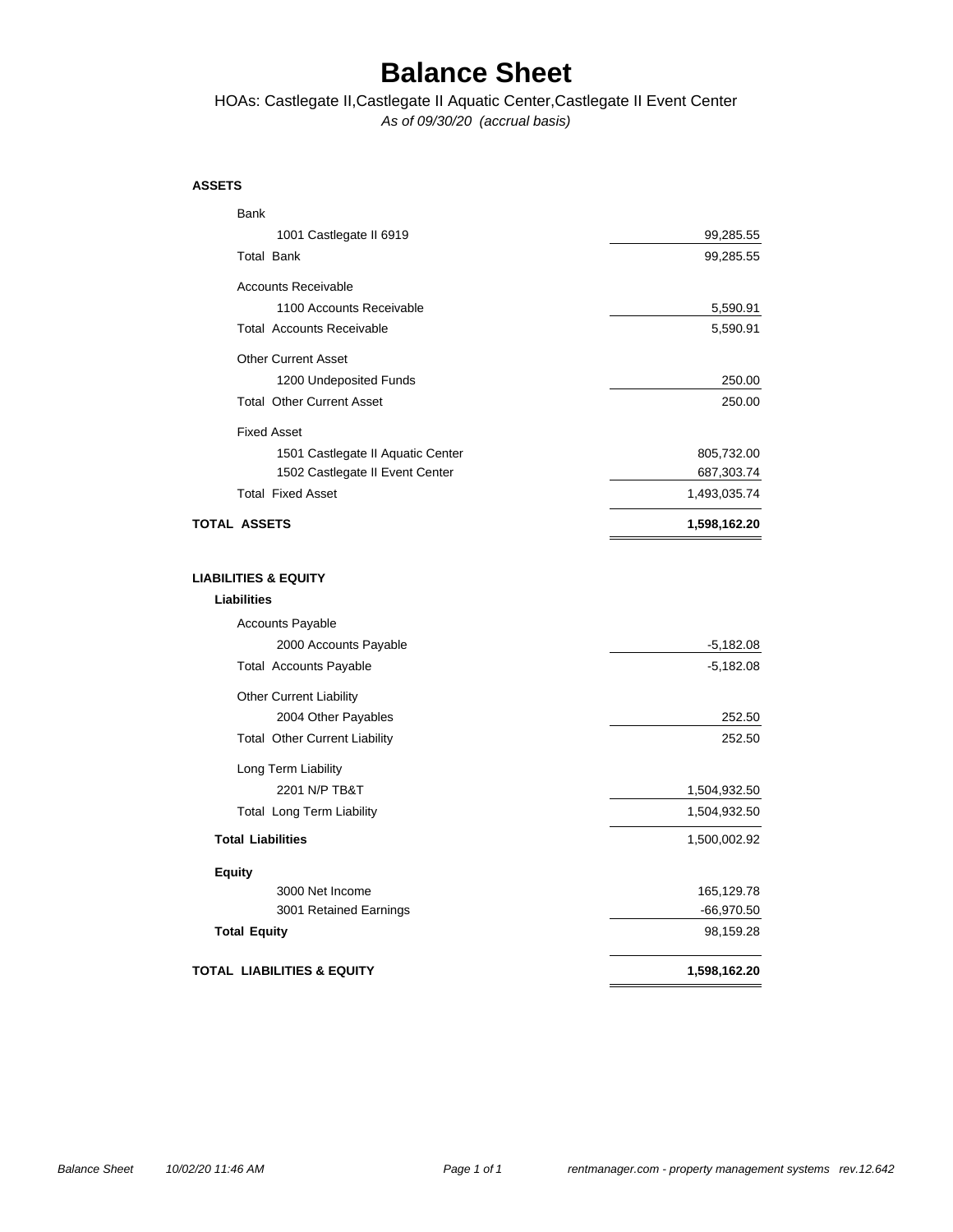# Balance Sheet

HOAs: Castlegate II,Castlegate II Aquatic Center,Castlegate II Event Center

*As of 09/30/20 (accrual basis)*

| | |
|---|---:|
| **ASSETS** | |
| Bank | |
| 1001 Castlegate II 6919 | 99,285.55 |
| Total Bank | 99,285.55 |
| Accounts Receivable | |
| 1100 Accounts Receivable | 5,590.91 |
| Total Accounts Receivable | 5,590.91 |
| Other Current Asset | |
| 1200 Undeposited Funds | 250.00 |
| Total Other Current Asset | 250.00 |
| Fixed Asset | |
| 1501 Castlegate II Aquatic Center | 805,732.00 |
| 1502 Castlegate II Event Center | 687,303.74 |
| Total Fixed Asset | 1,493,035.74 |
| **TOTAL ASSETS** | **1,598,162.20** |
| | |
| **LIABILITIES & EQUITY** | |
| **Liabilities** | |
| Accounts Payable | |
| 2000 Accounts Payable | -5,182.08 |
| Total Accounts Payable | -5,182.08 |
| Other Current Liability | |
| 2004 Other Payables | 252.50 |
| Total Other Current Liability | 252.50 |
| Long Term Liability | |
| 2201 N/P TB&T | 1,504,932.50 |
| Total Long Term Liability | 1,504,932.50 |
| **Total Liabilities** | 1,500,002.92 |
| **Equity** | |
| 3000 Net Income | 165,129.78 |
| 3001 Retained Earnings | -66,970.50 |
| **Total Equity** | 98,159.28 |
| **TOTAL LIABILITIES & EQUITY** | **1,598,162.20** |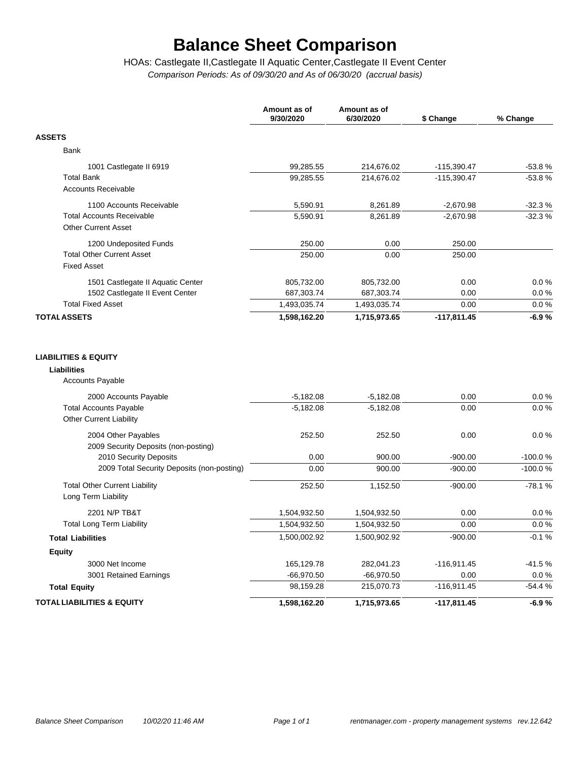# Balance Sheet Comparison

HOAs: Castlegate II,Castlegate II Aquatic Center,Castlegate II Event Center

*Comparison Periods: As of 09/30/20 and As of 06/30/20 (accrual basis)*

| | Amount as of 9/30/2020 | Amount as of 6/30/2020 | $ Change | % Change |
|---|---|---|---|---|
| **ASSETS** | | | | |
| Bank | | | | |
| 1001 Castlegate II 6919 | 99,285.55 | 214,676.02 | -115,390.47 | -53.8 % |
| Total Bank | 99,285.55 | 214,676.02 | -115,390.47 | -53.8 % |
| Accounts Receivable | | | | |
| 1100 Accounts Receivable | 5,590.91 | 8,261.89 | -2,670.98 | -32.3 % |
| Total Accounts Receivable | 5,590.91 | 8,261.89 | -2,670.98 | -32.3 % |
| Other Current Asset | | | | |
| 1200 Undeposited Funds | 250.00 | 0.00 | 250.00 | |
| Total Other Current Asset | 250.00 | 0.00 | 250.00 | |
| Fixed Asset | | | | |
| 1501 Castlegate II Aquatic Center | 805,732.00 | 805,732.00 | 0.00 | 0.0 % |
| 1502 Castlegate II Event Center | 687,303.74 | 687,303.74 | 0.00 | 0.0 % |
| Total Fixed Asset | 1,493,035.74 | 1,493,035.74 | 0.00 | 0.0 % |
| **TOTAL ASSETS** | **1,598,162.20** | **1,715,973.65** | **-117,811.45** | **-6.9 %** |
| | | | | |
| **LIABILITIES & EQUITY** | | | | |
| **Liabilities** | | | | |
| Accounts Payable | | | | |
| 2000 Accounts Payable | -5,182.08 | -5,182.08 | 0.00 | 0.0 % |
| Total Accounts Payable | -5,182.08 | -5,182.08 | 0.00 | 0.0 % |
| Other Current Liability | | | | |
| 2004 Other Payables | 252.50 | 252.50 | 0.00 | 0.0 % |
| 2009 Security Deposits (non-posting) | | | | |
| 2010 Security Deposits | 0.00 | 900.00 | -900.00 | -100.0 % |
| 2009 Total Security Deposits (non-posting) | 0.00 | 900.00 | -900.00 | -100.0 % |
| Total Other Current Liability | 252.50 | 1,152.50 | -900.00 | -78.1 % |
| Long Term Liability | | | | |
| 2201 N/P TB&T | 1,504,932.50 | 1,504,932.50 | 0.00 | 0.0 % |
| Total Long Term Liability | 1,504,932.50 | 1,504,932.50 | 0.00 | 0.0 % |
| **Total Liabilities** | 1,500,002.92 | 1,500,902.92 | -900.00 | -0.1 % |
| **Equity** | | | | |
| 3000 Net Income | 165,129.78 | 282,041.23 | -116,911.45 | -41.5 % |
| 3001 Retained Earnings | -66,970.50 | -66,970.50 | 0.00 | 0.0 % |
| **Total Equity** | 98,159.28 | 215,070.73 | -116,911.45 | -54.4 % |
| **TOTAL LIABILITIES & EQUITY** | **1,598,162.20** | **1,715,973.65** | **-117,811.45** | **-6.9 %** |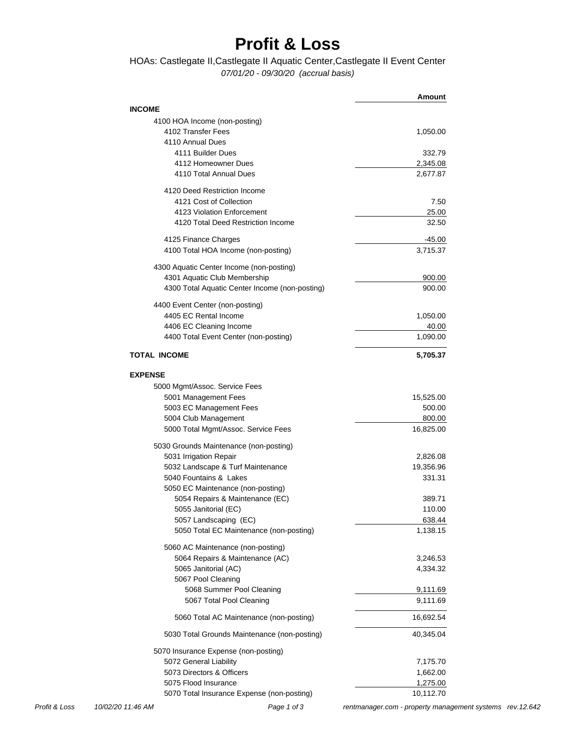# Profit & Loss

HOAs: Castlegate II,Castlegate II Aquatic Center,Castlegate II Event Center

*07/01/20 - 09/30/20 (accrual basis)*

| | Amount |
|---|---:|
| **INCOME** | |
| 4100 HOA Income (non-posting) | |
| 4102 Transfer Fees | 1,050.00 |
| 4110 Annual Dues | |
| 4111 Builder Dues | 332.79 |
| 4112 Homeowner Dues | 2,345.08 |
| 4110 Total Annual Dues | 2,677.87 |
| 4120 Deed Restriction Income | |
| 4121 Cost of Collection | 7.50 |
| 4123 Violation Enforcement | 25.00 |
| 4120 Total Deed Restriction Income | 32.50 |
| 4125 Finance Charges | -45.00 |
| 4100 Total HOA Income (non-posting) | 3,715.37 |
| 4300 Aquatic Center Income (non-posting) | |
| 4301 Aquatic Club Membership | 900.00 |
| 4300 Total Aquatic Center Income (non-posting) | 900.00 |
| 4400 Event Center (non-posting) | |
| 4405 EC Rental Income | 1,050.00 |
| 4406 EC Cleaning Income | 40.00 |
| 4400 Total Event Center (non-posting) | 1,090.00 |
| **TOTAL INCOME** | **5,705.37** |
| **EXPENSE** | |
| 5000 Mgmt/Assoc. Service Fees | |
| 5001 Management Fees | 15,525.00 |
| 5003 EC Management Fees | 500.00 |
| 5004 Club Management | 800.00 |
| 5000 Total Mgmt/Assoc. Service Fees | 16,825.00 |
| 5030 Grounds Maintenance (non-posting) | |
| 5031 Irrigation Repair | 2,826.08 |
| 5032 Landscape & Turf Maintenance | 19,356.96 |
| 5040 Fountains & Lakes | 331.31 |
| 5050 EC Maintenance (non-posting) | |
| 5054 Repairs & Maintenance (EC) | 389.71 |
| 5055 Janitorial (EC) | 110.00 |
| 5057 Landscaping (EC) | 638.44 |
| 5050 Total EC Maintenance (non-posting) | 1,138.15 |
| 5060 AC Maintenance (non-posting) | |
| 5064 Repairs & Maintenance (AC) | 3,246.53 |
| 5065 Janitorial (AC) | 4,334.32 |
| 5067 Pool Cleaning | |
| 5068 Summer Pool Cleaning | 9,111.69 |
| 5067 Total Pool Cleaning | 9,111.69 |
| 5060 Total AC Maintenance (non-posting) | 16,692.54 |
| 5030 Total Grounds Maintenance (non-posting) | 40,345.04 |
| 5070 Insurance Expense (non-posting) | |
| 5072 General Liability | 7,175.70 |
| 5073 Directors & Officers | 1,662.00 |
| 5075 Flood Insurance | 1,275.00 |
| 5070 Total Insurance Expense (non-posting) | 10,112.70 |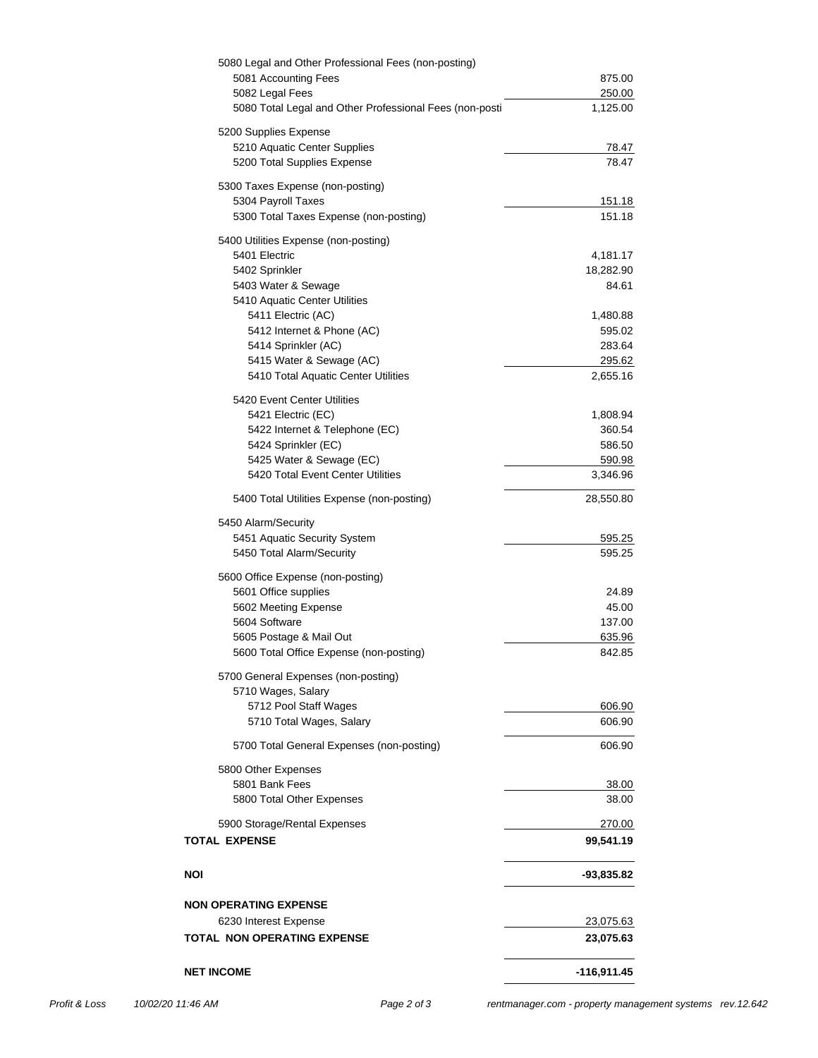| Account | Amount |
|---|---|
| 5080 Legal and Other Professional Fees (non-posting) | |
| 5081 Accounting Fees | 875.00 |
| 5082 Legal Fees | 250.00 |
| 5080 Total Legal and Other Professional Fees (non-posti | 1,125.00 |
| 5200 Supplies Expense | |
| 5210 Aquatic Center Supplies | 78.47 |
| 5200 Total Supplies Expense | 78.47 |
| 5300 Taxes Expense (non-posting) | |
| 5304 Payroll Taxes | 151.18 |
| 5300 Total Taxes Expense (non-posting) | 151.18 |
| 5400 Utilities Expense (non-posting) | |
| 5401 Electric | 4,181.17 |
| 5402 Sprinkler | 18,282.90 |
| 5403 Water & Sewage | 84.61 |
| 5410 Aquatic Center Utilities | |
| 5411 Electric (AC) | 1,480.88 |
| 5412 Internet & Phone (AC) | 595.02 |
| 5414 Sprinkler (AC) | 283.64 |
| 5415 Water & Sewage (AC) | 295.62 |
| 5410 Total Aquatic Center Utilities | 2,655.16 |
| 5420 Event Center Utilities | |
| 5421 Electric (EC) | 1,808.94 |
| 5422 Internet & Telephone (EC) | 360.54 |
| 5424 Sprinkler (EC) | 586.50 |
| 5425 Water & Sewage (EC) | 590.98 |
| 5420 Total Event Center Utilities | 3,346.96 |
| 5400 Total Utilities Expense (non-posting) | 28,550.80 |
| 5450 Alarm/Security | |
| 5451 Aquatic Security System | 595.25 |
| 5450 Total Alarm/Security | 595.25 |
| 5600 Office Expense (non-posting) | |
| 5601 Office supplies | 24.89 |
| 5602 Meeting Expense | 45.00 |
| 5604 Software | 137.00 |
| 5605 Postage & Mail Out | 635.96 |
| 5600 Total Office Expense (non-posting) | 842.85 |
| 5700 General Expenses (non-posting) | |
| 5710 Wages, Salary | |
| 5712 Pool Staff Wages | 606.90 |
| 5710 Total Wages, Salary | 606.90 |
| 5700 Total General Expenses (non-posting) | 606.90 |
| 5800 Other Expenses | |
| 5801 Bank Fees | 38.00 |
| 5800 Total Other Expenses | 38.00 |
| 5900 Storage/Rental Expenses | 270.00 |
| **TOTAL EXPENSE** | **99,541.19** |
| **NOI** | **-93,835.82** |
| **NON OPERATING EXPENSE** | |
| 6230 Interest Expense | 23,075.63 |
| **TOTAL NON OPERATING EXPENSE** | **23,075.63** |
| **NET INCOME** | **-116,911.45** |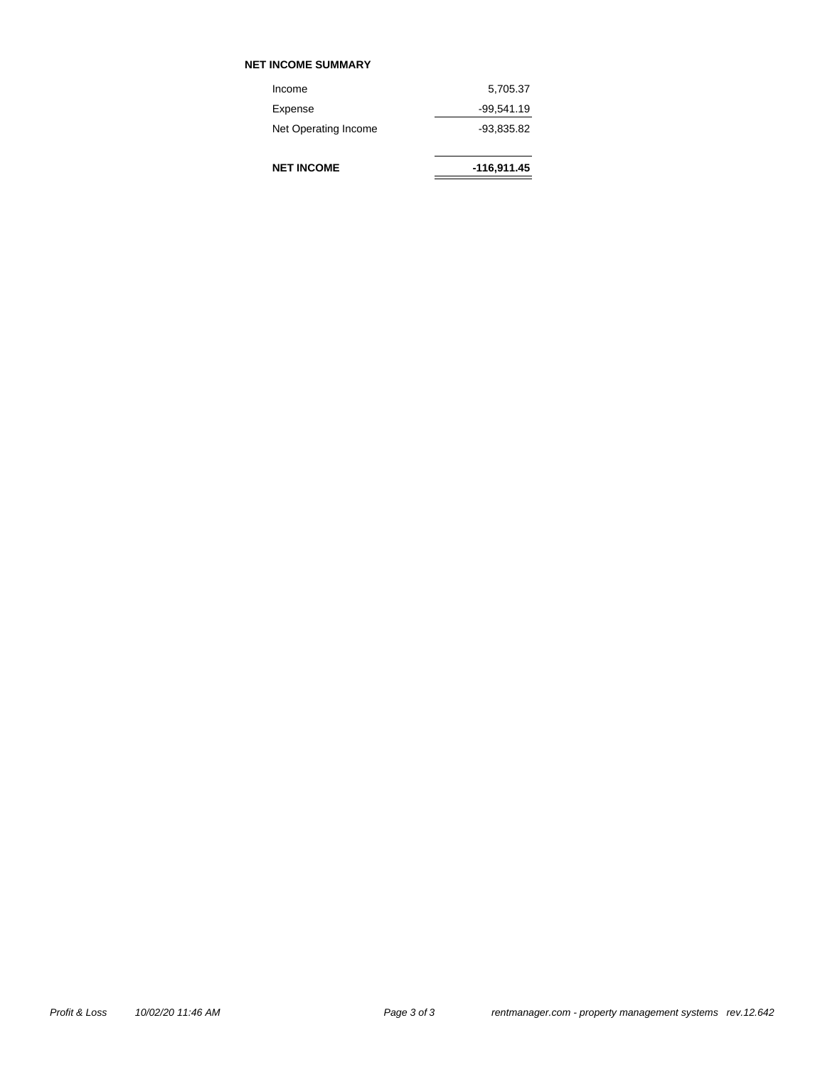**NET INCOME SUMMARY**

| | |
|---|---:|
| Income | 5,705.37 |
| Expense | -99,541.19 |
| Net Operating Income | -93,835.82 |
| **NET INCOME** | **-116,911.45** |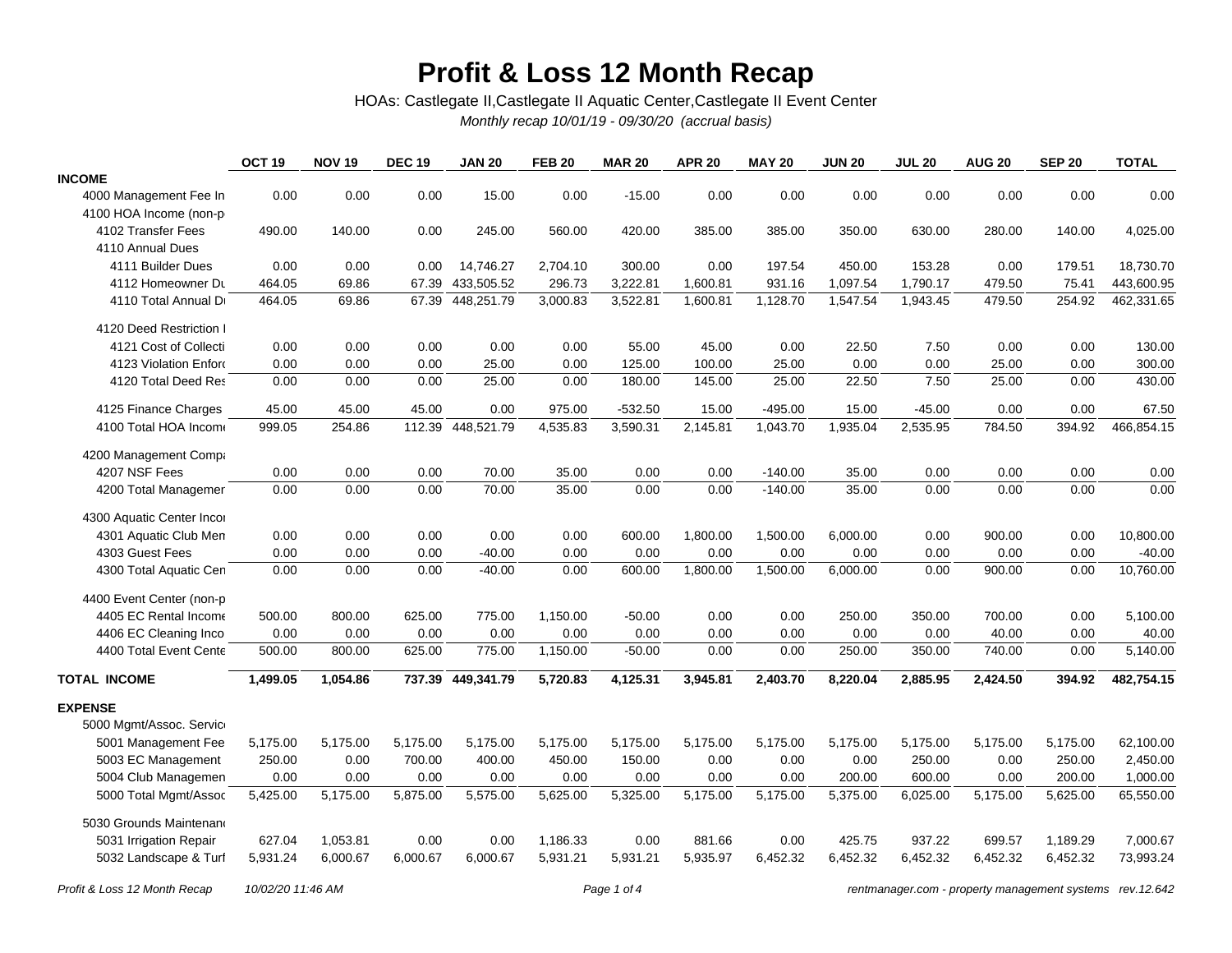# Profit & Loss 12 Month Recap

HOAs: Castlegate II,Castlegate II Aquatic Center,Castlegate II Event Center

*Monthly recap 10/01/19 - 09/30/20 (accrual basis)*

| | OCT 19 | NOV 19 | DEC 19 | JAN 20 | FEB 20 | MAR 20 | APR 20 | MAY 20 | JUN 20 | JUL 20 | AUG 20 | SEP 20 | TOTAL |
|---|---|---|---|---|---|---|---|---|---|---|---|---|---|
| **INCOME** | | | | | | | | | | | | | |
| 4000 Management Fee In | 0.00 | 0.00 | 0.00 | 15.00 | 0.00 | -15.00 | 0.00 | 0.00 | 0.00 | 0.00 | 0.00 | 0.00 | 0.00 |
| 4100 HOA Income (non-p | | | | | | | | | | | | | |
| 4102 Transfer Fees | 490.00 | 140.00 | 0.00 | 245.00 | 560.00 | 420.00 | 385.00 | 385.00 | 350.00 | 630.00 | 280.00 | 140.00 | 4,025.00 |
| 4110 Annual Dues | | | | | | | | | | | | | |
| 4111 Builder Dues | 0.00 | 0.00 | 0.00 | 14,746.27 | 2,704.10 | 300.00 | 0.00 | 197.54 | 450.00 | 153.28 | 0.00 | 179.51 | 18,730.70 |
| 4112 Homeowner Du | 464.05 | 69.86 | 67.39 | 433,505.52 | 296.73 | 3,222.81 | 1,600.81 | 931.16 | 1,097.54 | 1,790.17 | 479.50 | 75.41 | 443,600.95 |
| 4110 Total Annual D | 464.05 | 69.86 | 67.39 | 448,251.79 | 3,000.83 | 3,522.81 | 1,600.81 | 1,128.70 | 1,547.54 | 1,943.45 | 479.50 | 254.92 | 462,331.65 |
| 4120 Deed Restriction I | | | | | | | | | | | | | |
| 4121 Cost of Collecti | 0.00 | 0.00 | 0.00 | 0.00 | 0.00 | 55.00 | 45.00 | 0.00 | 22.50 | 7.50 | 0.00 | 0.00 | 130.00 |
| 4123 Violation Enforc | 0.00 | 0.00 | 0.00 | 25.00 | 0.00 | 125.00 | 100.00 | 25.00 | 0.00 | 0.00 | 25.00 | 0.00 | 300.00 |
| 4120 Total Deed Res | 0.00 | 0.00 | 0.00 | 25.00 | 0.00 | 180.00 | 145.00 | 25.00 | 22.50 | 7.50 | 25.00 | 0.00 | 430.00 |
| 4125 Finance Charges | 45.00 | 45.00 | 45.00 | 0.00 | 975.00 | -532.50 | 15.00 | -495.00 | 15.00 | -45.00 | 0.00 | 0.00 | 67.50 |
| 4100 Total HOA Income | 999.05 | 254.86 | 112.39 | 448,521.79 | 4,535.83 | 3,590.31 | 2,145.81 | 1,043.70 | 1,935.04 | 2,535.95 | 784.50 | 394.92 | 466,854.15 |
| 4200 Management Compa | | | | | | | | | | | | | |
| 4207 NSF Fees | 0.00 | 0.00 | 0.00 | 70.00 | 35.00 | 0.00 | 0.00 | -140.00 | 35.00 | 0.00 | 0.00 | 0.00 | 0.00 |
| 4200 Total Managemer | 0.00 | 0.00 | 0.00 | 70.00 | 35.00 | 0.00 | 0.00 | -140.00 | 35.00 | 0.00 | 0.00 | 0.00 | 0.00 |
| 4300 Aquatic Center Incor | | | | | | | | | | | | | |
| 4301 Aquatic Club Men | 0.00 | 0.00 | 0.00 | 0.00 | 0.00 | 600.00 | 1,800.00 | 1,500.00 | 6,000.00 | 0.00 | 900.00 | 0.00 | 10,800.00 |
| 4303 Guest Fees | 0.00 | 0.00 | 0.00 | -40.00 | 0.00 | 0.00 | 0.00 | 0.00 | 0.00 | 0.00 | 0.00 | 0.00 | -40.00 |
| 4300 Total Aquatic Cen | 0.00 | 0.00 | 0.00 | -40.00 | 0.00 | 600.00 | 1,800.00 | 1,500.00 | 6,000.00 | 0.00 | 900.00 | 0.00 | 10,760.00 |
| 4400 Event Center (non-p | | | | | | | | | | | | | |
| 4405 EC Rental Income | 500.00 | 800.00 | 625.00 | 775.00 | 1,150.00 | -50.00 | 0.00 | 0.00 | 250.00 | 350.00 | 700.00 | 0.00 | 5,100.00 |
| 4406 EC Cleaning Inco | 0.00 | 0.00 | 0.00 | 0.00 | 0.00 | 0.00 | 0.00 | 0.00 | 0.00 | 0.00 | 40.00 | 0.00 | 40.00 |
| 4400 Total Event Cente | 500.00 | 800.00 | 625.00 | 775.00 | 1,150.00 | -50.00 | 0.00 | 0.00 | 250.00 | 350.00 | 740.00 | 0.00 | 5,140.00 |
| **TOTAL INCOME** | **1,499.05** | **1,054.86** | **737.39** | **449,341.79** | **5,720.83** | **4,125.31** | **3,945.81** | **2,403.70** | **8,220.04** | **2,885.95** | **2,424.50** | **394.92** | **482,754.15** |
| **EXPENSE** | | | | | | | | | | | | | |
| 5000 Mgmt/Assoc. Servic | | | | | | | | | | | | | |
| 5001 Management Fee | 5,175.00 | 5,175.00 | 5,175.00 | 5,175.00 | 5,175.00 | 5,175.00 | 5,175.00 | 5,175.00 | 5,175.00 | 5,175.00 | 5,175.00 | 5,175.00 | 62,100.00 |
| 5003 EC Management | 250.00 | 0.00 | 700.00 | 400.00 | 450.00 | 150.00 | 0.00 | 0.00 | 0.00 | 250.00 | 0.00 | 250.00 | 2,450.00 |
| 5004 Club Managemen | 0.00 | 0.00 | 0.00 | 0.00 | 0.00 | 0.00 | 0.00 | 0.00 | 200.00 | 600.00 | 0.00 | 200.00 | 1,000.00 |
| 5000 Total Mgmt/Assoc | 5,425.00 | 5,175.00 | 5,875.00 | 5,575.00 | 5,625.00 | 5,325.00 | 5,175.00 | 5,175.00 | 5,375.00 | 6,025.00 | 5,175.00 | 5,625.00 | 65,550.00 |
| 5030 Grounds Maintenanc | | | | | | | | | | | | | |
| 5031 Irrigation Repair | 627.04 | 1,053.81 | 0.00 | 0.00 | 1,186.33 | 0.00 | 881.66 | 0.00 | 425.75 | 937.22 | 699.57 | 1,189.29 | 7,000.67 |
| 5032 Landscape & Turf | 5,931.24 | 6,000.67 | 6,000.67 | 6,000.67 | 5,931.21 | 5,931.21 | 5,935.97 | 6,452.32 | 6,452.32 | 6,452.32 | 6,452.32 | 6,452.32 | 73,993.24 |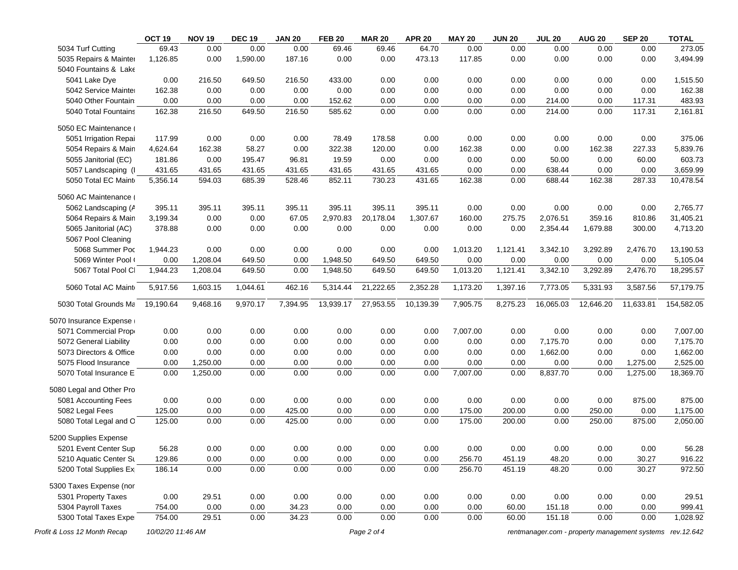| | OCT 19 | NOV 19 | DEC 19 | JAN 20 | FEB 20 | MAR 20 | APR 20 | MAY 20 | JUN 20 | JUL 20 | AUG 20 | SEP 20 | TOTAL |
|---|---|---|---|---|---|---|---|---|---|---|---|---|---|
| 5034 Turf Cutting | 69.43 | 0.00 | 0.00 | 0.00 | 69.46 | 69.46 | 64.70 | 0.00 | 0.00 | 0.00 | 0.00 | 0.00 | 273.05 |
| 5035 Repairs & Mainte | 1,126.85 | 0.00 | 1,590.00 | 187.16 | 0.00 | 0.00 | 473.13 | 117.85 | 0.00 | 0.00 | 0.00 | 0.00 | 3,494.99 |
| 5040 Fountains & Lake | | | | | | | | | | | | | |
| 5041 Lake Dye | 0.00 | 216.50 | 649.50 | 216.50 | 433.00 | 0.00 | 0.00 | 0.00 | 0.00 | 0.00 | 0.00 | 0.00 | 1,515.50 |
| 5042 Service Mainte | 162.38 | 0.00 | 0.00 | 0.00 | 0.00 | 0.00 | 0.00 | 0.00 | 0.00 | 0.00 | 0.00 | 0.00 | 162.38 |
| 5040 Other Fountain | 0.00 | 0.00 | 0.00 | 0.00 | 152.62 | 0.00 | 0.00 | 0.00 | 0.00 | 214.00 | 0.00 | 117.31 | 483.93 |
| 5040 Total Fountains | 162.38 | 216.50 | 649.50 | 216.50 | 585.62 | 0.00 | 0.00 | 0.00 | 0.00 | 214.00 | 0.00 | 117.31 | 2,161.81 |
| 5050 EC Maintenance ( | | | | | | | | | | | | | |
| 5051 Irrigation Repai | 117.99 | 0.00 | 0.00 | 0.00 | 78.49 | 178.58 | 0.00 | 0.00 | 0.00 | 0.00 | 0.00 | 0.00 | 375.06 |
| 5054 Repairs & Main | 4,624.64 | 162.38 | 58.27 | 0.00 | 322.38 | 120.00 | 0.00 | 162.38 | 0.00 | 0.00 | 162.38 | 227.33 | 5,839.76 |
| 5055 Janitorial (EC) | 181.86 | 0.00 | 195.47 | 96.81 | 19.59 | 0.00 | 0.00 | 0.00 | 0.00 | 50.00 | 0.00 | 60.00 | 603.73 |
| 5057 Landscaping (I | 431.65 | 431.65 | 431.65 | 431.65 | 431.65 | 431.65 | 431.65 | 0.00 | 0.00 | 638.44 | 0.00 | 0.00 | 3,659.99 |
| 5050 Total EC Maint | 5,356.14 | 594.03 | 685.39 | 528.46 | 852.11 | 730.23 | 431.65 | 162.38 | 0.00 | 688.44 | 162.38 | 287.33 | 10,478.54 |
| 5060 AC Maintenance ( | | | | | | | | | | | | | |
| 5062 Landscaping (A | 395.11 | 395.11 | 395.11 | 395.11 | 395.11 | 395.11 | 395.11 | 0.00 | 0.00 | 0.00 | 0.00 | 0.00 | 2,765.77 |
| 5064 Repairs & Main | 3,199.34 | 0.00 | 0.00 | 67.05 | 2,970.83 | 20,178.04 | 1,307.67 | 160.00 | 275.75 | 2,076.51 | 359.16 | 810.86 | 31,405.21 |
| 5065 Janitorial (AC) | 378.88 | 0.00 | 0.00 | 0.00 | 0.00 | 0.00 | 0.00 | 0.00 | 0.00 | 2,354.44 | 1,679.88 | 300.00 | 4,713.20 |
| 5067 Pool Cleaning | | | | | | | | | | | | | |
| 5068 Summer Poo | 1,944.23 | 0.00 | 0.00 | 0.00 | 0.00 | 0.00 | 0.00 | 1,013.20 | 1,121.41 | 3,342.10 | 3,292.89 | 2,476.70 | 13,190.53 |
| 5069 Winter Pool ( | 0.00 | 1,208.04 | 649.50 | 0.00 | 1,948.50 | 649.50 | 649.50 | 0.00 | 0.00 | 0.00 | 0.00 | 0.00 | 5,105.04 |
| 5067 Total Pool Cl | 1,944.23 | 1,208.04 | 649.50 | 0.00 | 1,948.50 | 649.50 | 649.50 | 1,013.20 | 1,121.41 | 3,342.10 | 3,292.89 | 2,476.70 | 18,295.57 |
| 5060 Total AC Maint | 5,917.56 | 1,603.15 | 1,044.61 | 462.16 | 5,314.44 | 21,222.65 | 2,352.28 | 1,173.20 | 1,397.16 | 7,773.05 | 5,331.93 | 3,587.56 | 57,179.75 |
| 5030 Total Grounds Ma | 19,190.64 | 9,468.16 | 9,970.17 | 7,394.95 | 13,939.17 | 27,953.55 | 10,139.39 | 7,905.75 | 8,275.23 | 16,065.03 | 12,646.20 | 11,633.81 | 154,582.05 |
| 5070 Insurance Expense ( | | | | | | | | | | | | | |
| 5071 Commercial Prop | 0.00 | 0.00 | 0.00 | 0.00 | 0.00 | 0.00 | 0.00 | 7,007.00 | 0.00 | 0.00 | 0.00 | 0.00 | 7,007.00 |
| 5072 General Liability | 0.00 | 0.00 | 0.00 | 0.00 | 0.00 | 0.00 | 0.00 | 0.00 | 0.00 | 7,175.70 | 0.00 | 0.00 | 7,175.70 |
| 5073 Directors & Office | 0.00 | 0.00 | 0.00 | 0.00 | 0.00 | 0.00 | 0.00 | 0.00 | 0.00 | 1,662.00 | 0.00 | 0.00 | 1,662.00 |
| 5075 Flood Insurance | 0.00 | 1,250.00 | 0.00 | 0.00 | 0.00 | 0.00 | 0.00 | 0.00 | 0.00 | 0.00 | 0.00 | 1,275.00 | 2,525.00 |
| 5070 Total Insurance E | 0.00 | 1,250.00 | 0.00 | 0.00 | 0.00 | 0.00 | 0.00 | 7,007.00 | 0.00 | 8,837.70 | 0.00 | 1,275.00 | 18,369.70 |
| 5080 Legal and Other Pro | | | | | | | | | | | | | |
| 5081 Accounting Fees | 0.00 | 0.00 | 0.00 | 0.00 | 0.00 | 0.00 | 0.00 | 0.00 | 0.00 | 0.00 | 0.00 | 875.00 | 875.00 |
| 5082 Legal Fees | 125.00 | 0.00 | 0.00 | 425.00 | 0.00 | 0.00 | 0.00 | 175.00 | 200.00 | 0.00 | 250.00 | 0.00 | 1,175.00 |
| 5080 Total Legal and O | 125.00 | 0.00 | 0.00 | 425.00 | 0.00 | 0.00 | 0.00 | 175.00 | 200.00 | 0.00 | 250.00 | 875.00 | 2,050.00 |
| 5200 Supplies Expense | | | | | | | | | | | | | |
| 5201 Event Center Sup | 56.28 | 0.00 | 0.00 | 0.00 | 0.00 | 0.00 | 0.00 | 0.00 | 0.00 | 0.00 | 0.00 | 0.00 | 56.28 |
| 5210 Aquatic Center Su | 129.86 | 0.00 | 0.00 | 0.00 | 0.00 | 0.00 | 0.00 | 256.70 | 451.19 | 48.20 | 0.00 | 30.27 | 916.22 |
| 5200 Total Supplies Ex | 186.14 | 0.00 | 0.00 | 0.00 | 0.00 | 0.00 | 0.00 | 256.70 | 451.19 | 48.20 | 0.00 | 30.27 | 972.50 |
| 5300 Taxes Expense (nor | | | | | | | | | | | | | |
| 5301 Property Taxes | 0.00 | 29.51 | 0.00 | 0.00 | 0.00 | 0.00 | 0.00 | 0.00 | 0.00 | 0.00 | 0.00 | 0.00 | 29.51 |
| 5304 Payroll Taxes | 754.00 | 0.00 | 0.00 | 34.23 | 0.00 | 0.00 | 0.00 | 0.00 | 60.00 | 151.18 | 0.00 | 0.00 | 999.41 |
| 5300 Total Taxes Expe | 754.00 | 29.51 | 0.00 | 34.23 | 0.00 | 0.00 | 0.00 | 0.00 | 60.00 | 151.18 | 0.00 | 0.00 | 1,028.92 |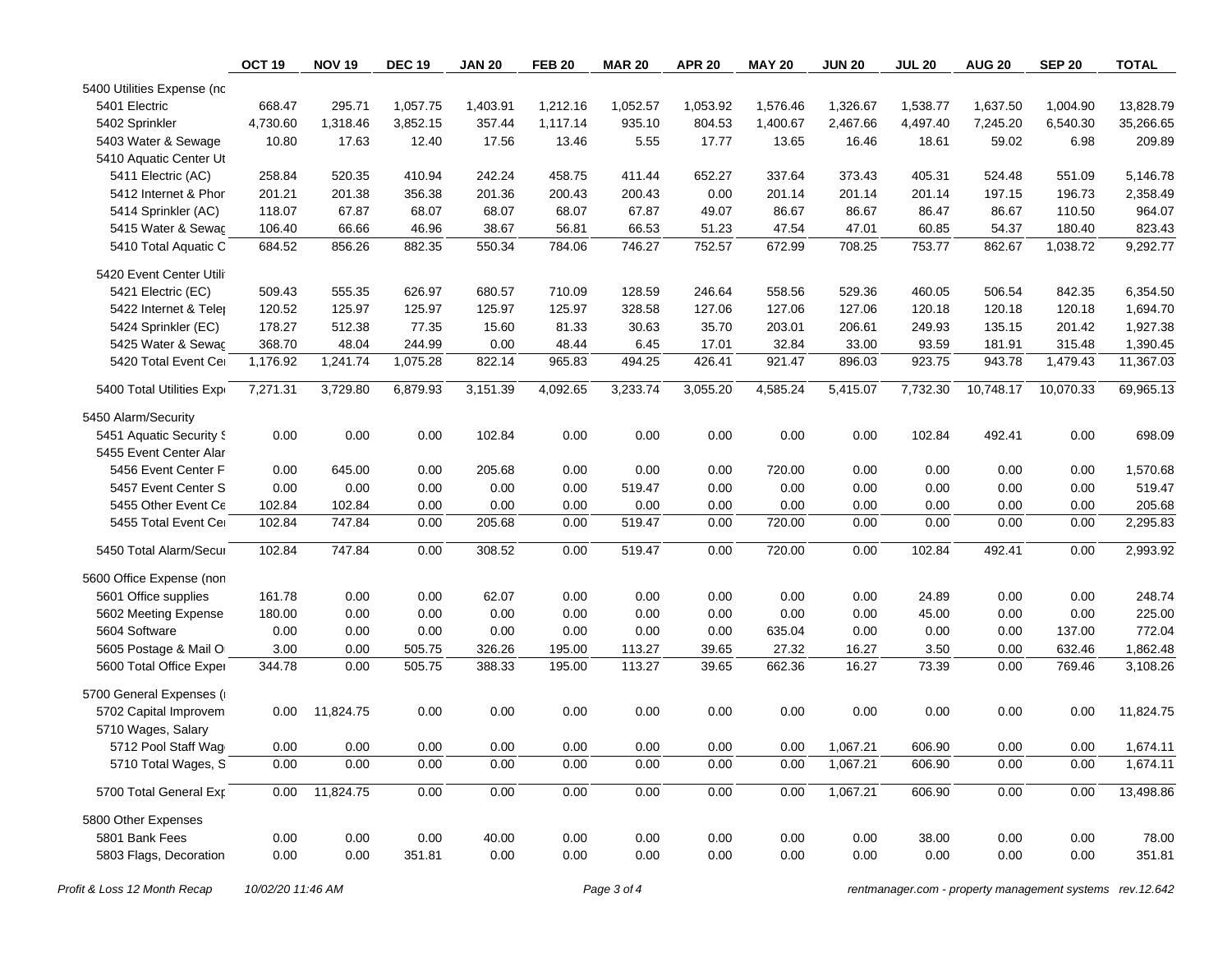| | OCT 19 | NOV 19 | DEC 19 | JAN 20 | FEB 20 | MAR 20 | APR 20 | MAY 20 | JUN 20 | JUL 20 | AUG 20 | SEP 20 | TOTAL |
|---|---|---|---|---|---|---|---|---|---|---|---|---|---|
| 5400 Utilities Expense (nc | | | | | | | | | | | | | |
| 5401 Electric | 668.47 | 295.71 | 1,057.75 | 1,403.91 | 1,212.16 | 1,052.57 | 1,053.92 | 1,576.46 | 1,326.67 | 1,538.77 | 1,637.50 | 1,004.90 | 13,828.79 |
| 5402 Sprinkler | 4,730.60 | 1,318.46 | 3,852.15 | 357.44 | 1,117.14 | 935.10 | 804.53 | 1,400.67 | 2,467.66 | 4,497.40 | 7,245.20 | 6,540.30 | 35,266.65 |
| 5403 Water & Sewage | 10.80 | 17.63 | 12.40 | 17.56 | 13.46 | 5.55 | 17.77 | 13.65 | 16.46 | 18.61 | 59.02 | 6.98 | 209.89 |
| 5410 Aquatic Center Ut | | | | | | | | | | | | | |
| 5411 Electric (AC) | 258.84 | 520.35 | 410.94 | 242.24 | 458.75 | 411.44 | 652.27 | 337.64 | 373.43 | 405.31 | 524.48 | 551.09 | 5,146.78 |
| 5412 Internet & Phor | 201.21 | 201.38 | 356.38 | 201.36 | 200.43 | 200.43 | 0.00 | 201.14 | 201.14 | 201.14 | 197.15 | 196.73 | 2,358.49 |
| 5414 Sprinkler (AC) | 118.07 | 67.87 | 68.07 | 68.07 | 68.07 | 67.87 | 49.07 | 86.67 | 86.67 | 86.47 | 86.67 | 110.50 | 964.07 |
| 5415 Water & Sewag | 106.40 | 66.66 | 46.96 | 38.67 | 56.81 | 66.53 | 51.23 | 47.54 | 47.01 | 60.85 | 54.37 | 180.40 | 823.43 |
| 5410 Total Aquatic C | 684.52 | 856.26 | 882.35 | 550.34 | 784.06 | 746.27 | 752.57 | 672.99 | 708.25 | 753.77 | 862.67 | 1,038.72 | 9,292.77 |
| 5420 Event Center Utili | | | | | | | | | | | | | |
| 5421 Electric (EC) | 509.43 | 555.35 | 626.97 | 680.57 | 710.09 | 128.59 | 246.64 | 558.56 | 529.36 | 460.05 | 506.54 | 842.35 | 6,354.50 |
| 5422 Internet & Tele | 120.52 | 125.97 | 125.97 | 125.97 | 125.97 | 328.58 | 127.06 | 127.06 | 127.06 | 120.18 | 120.18 | 120.18 | 1,694.70 |
| 5424 Sprinkler (EC) | 178.27 | 512.38 | 77.35 | 15.60 | 81.33 | 30.63 | 35.70 | 203.01 | 206.61 | 249.93 | 135.15 | 201.42 | 1,927.38 |
| 5425 Water & Sewag | 368.70 | 48.04 | 244.99 | 0.00 | 48.44 | 6.45 | 17.01 | 32.84 | 33.00 | 93.59 | 181.91 | 315.48 | 1,390.45 |
| 5420 Total Event Ce | 1,176.92 | 1,241.74 | 1,075.28 | 822.14 | 965.83 | 494.25 | 426.41 | 921.47 | 896.03 | 923.75 | 943.78 | 1,479.43 | 11,367.03 |
| 5400 Total Utilities Exp | 7,271.31 | 3,729.80 | 6,879.93 | 3,151.39 | 4,092.65 | 3,233.74 | 3,055.20 | 4,585.24 | 5,415.07 | 7,732.30 | 10,748.17 | 10,070.33 | 69,965.13 |
| 5450 Alarm/Security | | | | | | | | | | | | | |
| 5451 Aquatic Security S | 0.00 | 0.00 | 0.00 | 102.84 | 0.00 | 0.00 | 0.00 | 0.00 | 0.00 | 102.84 | 492.41 | 0.00 | 698.09 |
| 5455 Event Center Alar | | | | | | | | | | | | | |
| 5456 Event Center F | 0.00 | 645.00 | 0.00 | 205.68 | 0.00 | 0.00 | 0.00 | 720.00 | 0.00 | 0.00 | 0.00 | 0.00 | 1,570.68 |
| 5457 Event Center S | 0.00 | 0.00 | 0.00 | 0.00 | 0.00 | 519.47 | 0.00 | 0.00 | 0.00 | 0.00 | 0.00 | 0.00 | 519.47 |
| 5455 Other Event Ce | 102.84 | 102.84 | 0.00 | 0.00 | 0.00 | 0.00 | 0.00 | 0.00 | 0.00 | 0.00 | 0.00 | 0.00 | 205.68 |
| 5455 Total Event Ce | 102.84 | 747.84 | 0.00 | 205.68 | 0.00 | 519.47 | 0.00 | 720.00 | 0.00 | 0.00 | 0.00 | 0.00 | 2,295.83 |
| 5450 Total Alarm/Secu | 102.84 | 747.84 | 0.00 | 308.52 | 0.00 | 519.47 | 0.00 | 720.00 | 0.00 | 102.84 | 492.41 | 0.00 | 2,993.92 |
| 5600 Office Expense (non | | | | | | | | | | | | | |
| 5601 Office supplies | 161.78 | 0.00 | 0.00 | 62.07 | 0.00 | 0.00 | 0.00 | 0.00 | 0.00 | 24.89 | 0.00 | 0.00 | 248.74 |
| 5602 Meeting Expense | 180.00 | 0.00 | 0.00 | 0.00 | 0.00 | 0.00 | 0.00 | 0.00 | 0.00 | 45.00 | 0.00 | 0.00 | 225.00 |
| 5604 Software | 0.00 | 0.00 | 0.00 | 0.00 | 0.00 | 0.00 | 0.00 | 635.04 | 0.00 | 0.00 | 0.00 | 137.00 | 772.04 |
| 5605 Postage & Mail O | 3.00 | 0.00 | 505.75 | 326.26 | 195.00 | 113.27 | 39.65 | 27.32 | 16.27 | 3.50 | 0.00 | 632.46 | 1,862.48 |
| 5600 Total Office Expe | 344.78 | 0.00 | 505.75 | 388.33 | 195.00 | 113.27 | 39.65 | 662.36 | 16.27 | 73.39 | 0.00 | 769.46 | 3,108.26 |
| 5700 General Expenses ( | | | | | | | | | | | | | |
| 5702 Capital Improvem | 0.00 | 11,824.75 | 0.00 | 0.00 | 0.00 | 0.00 | 0.00 | 0.00 | 0.00 | 0.00 | 0.00 | 0.00 | 11,824.75 |
| 5710 Wages, Salary | | | | | | | | | | | | | |
| 5712 Pool Staff Wag | 0.00 | 0.00 | 0.00 | 0.00 | 0.00 | 0.00 | 0.00 | 0.00 | 1,067.21 | 606.90 | 0.00 | 0.00 | 1,674.11 |
| 5710 Total Wages, S | 0.00 | 0.00 | 0.00 | 0.00 | 0.00 | 0.00 | 0.00 | 0.00 | 1,067.21 | 606.90 | 0.00 | 0.00 | 1,674.11 |
| 5700 Total General Exp | 0.00 | 11,824.75 | 0.00 | 0.00 | 0.00 | 0.00 | 0.00 | 0.00 | 1,067.21 | 606.90 | 0.00 | 0.00 | 13,498.86 |
| 5800 Other Expenses | | | | | | | | | | | | | |
| 5801 Bank Fees | 0.00 | 0.00 | 0.00 | 40.00 | 0.00 | 0.00 | 0.00 | 0.00 | 0.00 | 38.00 | 0.00 | 0.00 | 78.00 |
| 5803 Flags, Decoration | 0.00 | 0.00 | 351.81 | 0.00 | 0.00 | 0.00 | 0.00 | 0.00 | 0.00 | 0.00 | 0.00 | 0.00 | 351.81 |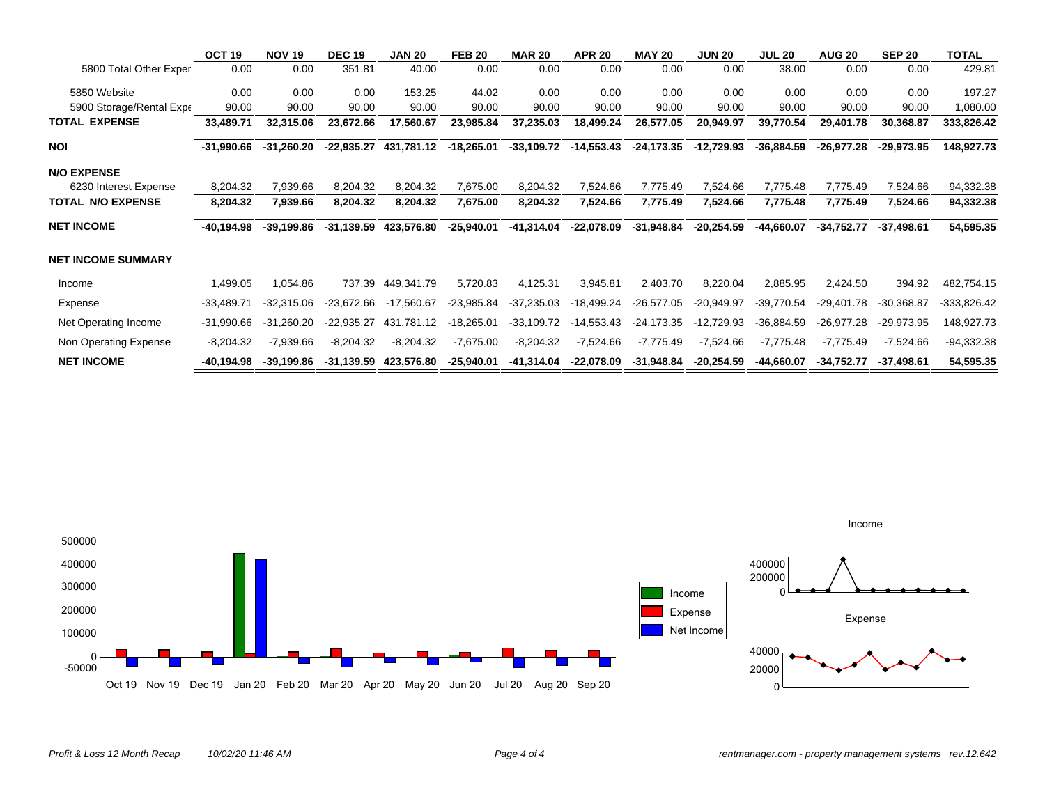| | OCT 19 | NOV 19 | DEC 19 | JAN 20 | FEB 20 | MAR 20 | APR 20 | MAY 20 | JUN 20 | JUL 20 | AUG 20 | SEP 20 | TOTAL |
|---|---|---|---|---|---|---|---|---|---|---|---|---|---|
| 5800 Total Other Exper | 0.00 | 0.00 | 351.81 | 40.00 | 0.00 | 0.00 | 0.00 | 0.00 | 0.00 | 38.00 | 0.00 | 0.00 | 429.81 |
| 5850 Website | 0.00 | 0.00 | 0.00 | 153.25 | 44.02 | 0.00 | 0.00 | 0.00 | 0.00 | 0.00 | 0.00 | 0.00 | 197.27 |
| 5900 Storage/Rental Expe | 90.00 | 90.00 | 90.00 | 90.00 | 90.00 | 90.00 | 90.00 | 90.00 | 90.00 | 90.00 | 90.00 | 90.00 | 1,080.00 |
| **TOTAL EXPENSE** | **33,489.71** | **32,315.06** | **23,672.66** | **17,560.67** | **23,985.84** | **37,235.03** | **18,499.24** | **26,577.05** | **20,949.97** | **39,770.54** | **29,401.78** | **30,368.87** | **333,826.42** |
| **NOI** | **-31,990.66** | **-31,260.20** | **-22,935.27** | **431,781.12** | **-18,265.01** | **-33,109.72** | **-14,553.43** | **-24,173.35** | **-12,729.93** | **-36,884.59** | **-26,977.28** | **-29,973.95** | **148,927.73** |
| **N/O EXPENSE** | | | | | | | | | | | | | |
| 6230 Interest Expense | 8,204.32 | 7,939.66 | 8,204.32 | 8,204.32 | 7,675.00 | 8,204.32 | 7,524.66 | 7,775.49 | 7,524.66 | 7,775.48 | 7,775.49 | 7,524.66 | 94,332.38 |
| **TOTAL N/O EXPENSE** | **8,204.32** | **7,939.66** | **8,204.32** | **8,204.32** | **7,675.00** | **8,204.32** | **7,524.66** | **7,775.49** | **7,524.66** | **7,775.48** | **7,775.49** | **7,524.66** | **94,332.38** |
| **NET INCOME** | **-40,194.98** | **-39,199.86** | **-31,139.59** | **423,576.80** | **-25,940.01** | **-41,314.04** | **-22,078.09** | **-31,948.84** | **-20,254.59** | **-44,660.07** | **-34,752.77** | **-37,498.61** | **54,595.35** |

**NET INCOME SUMMARY**

| | OCT 19 | NOV 19 | DEC 19 | JAN 20 | FEB 20 | MAR 20 | APR 20 | MAY 20 | JUN 20 | JUL 20 | AUG 20 | SEP 20 | TOTAL |
|---|---|---|---|---|---|---|---|---|---|---|---|---|---|
| Income | 1,499.05 | 1,054.86 | 737.39 | 449,341.79 | 5,720.83 | 4,125.31 | 3,945.81 | 2,403.70 | 8,220.04 | 2,885.95 | 2,424.50 | 394.92 | 482,754.15 |
| Expense | -33,489.71 | -32,315.06 | -23,672.66 | -17,560.67 | -23,985.84 | -37,235.03 | -18,499.24 | -26,577.05 | -20,949.97 | -39,770.54 | -29,401.78 | -30,368.87 | -333,826.42 |
| Net Operating Income | -31,990.66 | -31,260.20 | -22,935.27 | 431,781.12 | -18,265.01 | -33,109.72 | -14,553.43 | -24,173.35 | -12,729.93 | -36,884.59 | -26,977.28 | -29,973.95 | 148,927.73 |
| Non Operating Expense | -8,204.32 | -7,939.66 | -8,204.32 | -8,204.32 | -7,675.00 | -8,204.32 | -7,524.66 | -7,775.49 | -7,524.66 | -7,775.48 | -7,775.49 | -7,524.66 | -94,332.38 |
| **NET INCOME** | **-40,194.98** | **-39,199.86** | **-31,139.59** | **423,576.80** | **-25,940.01** | **-41,314.04** | **-22,078.09** | **-31,948.84** | **-20,254.59** | **-44,660.07** | **-34,752.77** | **-37,498.61** | **54,595.35** |

*Profit & Loss 12 Month Recap* *10/02/20 11:46 AM*

*rentmanager.com - property management systems rev.12.642*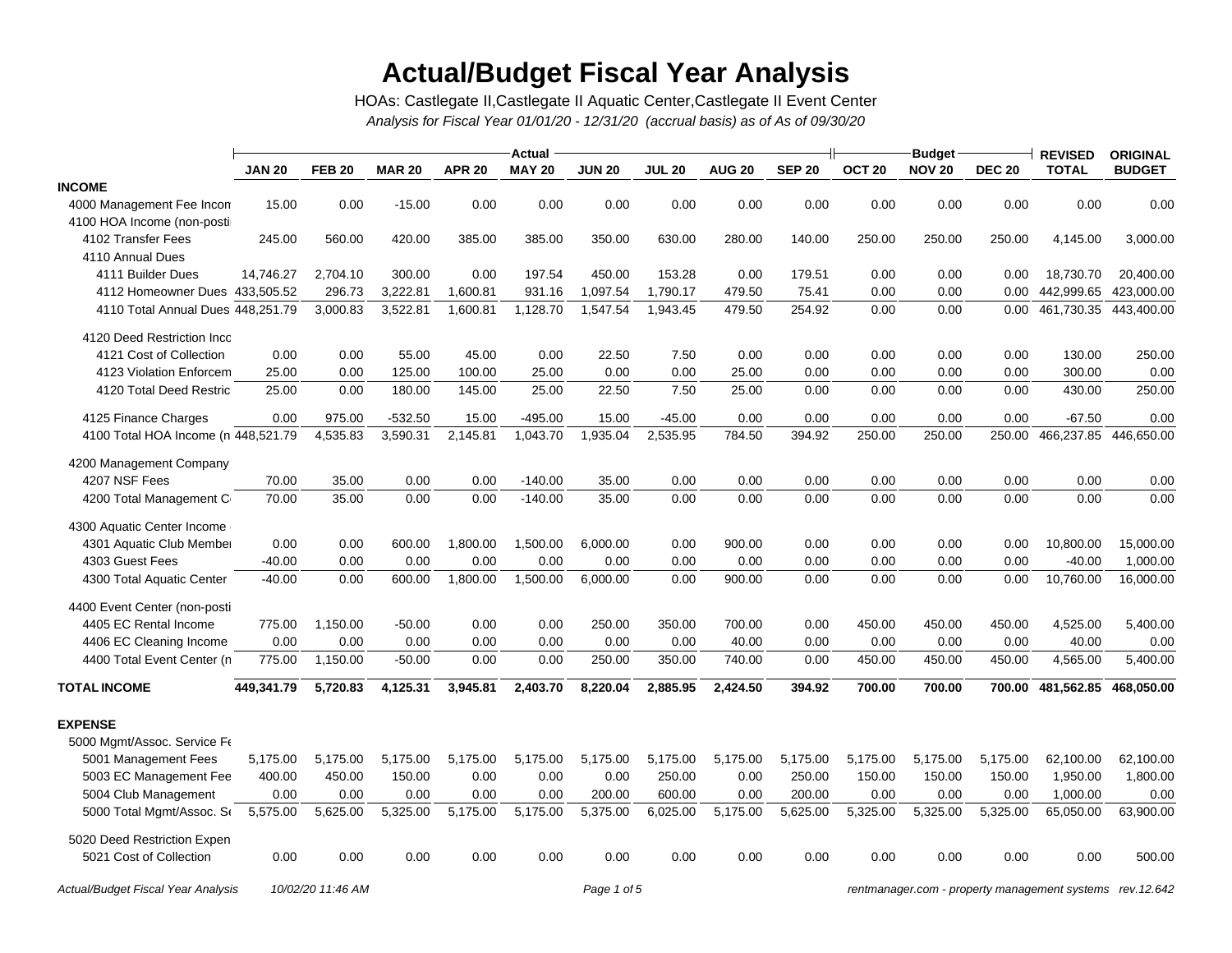# Actual/Budget Fiscal Year Analysis

HOAs: Castlegate II,Castlegate II Aquatic Center,Castlegate II Event Center

*Analysis for Fiscal Year 01/01/20 - 12/31/20 (accrual basis) as of As of 09/30/20*

| | Actual | | | | | | | | | Budget | | | REVISED | ORIGINAL |
|---|---|---|---|---|---|---|---|---|---|---|---|---|---|---|
| | **JAN 20** | **FEB 20** | **MAR 20** | **APR 20** | **MAY 20** | **JUN 20** | **JUL 20** | **AUG 20** | **SEP 20** | **OCT 20** | **NOV 20** | **DEC 20** | **TOTAL** | **BUDGET** |
| **INCOME** | | | | | | | | | | | | | | |
| 4000 Management Fee Incon | 15.00 | 0.00 | -15.00 | 0.00 | 0.00 | 0.00 | 0.00 | 0.00 | 0.00 | 0.00 | 0.00 | 0.00 | 0.00 | 0.00 |
| 4100 HOA Income (non-posti | | | | | | | | | | | | | | |
| 4102 Transfer Fees | 245.00 | 560.00 | 420.00 | 385.00 | 385.00 | 350.00 | 630.00 | 280.00 | 140.00 | 250.00 | 250.00 | 250.00 | 4,145.00 | 3,000.00 |
| 4110 Annual Dues | | | | | | | | | | | | | | |
| 4111 Builder Dues | 14,746.27 | 2,704.10 | 300.00 | 0.00 | 197.54 | 450.00 | 153.28 | 0.00 | 179.51 | 0.00 | 0.00 | 0.00 | 18,730.70 | 20,400.00 |
| 4112 Homeowner Dues | 433,505.52 | 296.73 | 3,222.81 | 1,600.81 | 931.16 | 1,097.54 | 1,790.17 | 479.50 | 75.41 | 0.00 | 0.00 | 0.00 | 442,999.65 | 423,000.00 |
| 4110 Total Annual Dues | 448,251.79 | 3,000.83 | 3,522.81 | 1,600.81 | 1,128.70 | 1,547.54 | 1,943.45 | 479.50 | 254.92 | 0.00 | 0.00 | 0.00 | 461,730.35 | 443,400.00 |
| 4120 Deed Restriction Inco | | | | | | | | | | | | | | |
| 4121 Cost of Collection | 0.00 | 0.00 | 55.00 | 45.00 | 0.00 | 22.50 | 7.50 | 0.00 | 0.00 | 0.00 | 0.00 | 0.00 | 130.00 | 250.00 |
| 4123 Violation Enforcem | 25.00 | 0.00 | 125.00 | 100.00 | 25.00 | 0.00 | 0.00 | 25.00 | 0.00 | 0.00 | 0.00 | 0.00 | 300.00 | 0.00 |
| 4120 Total Deed Restric | 25.00 | 0.00 | 180.00 | 145.00 | 25.00 | 22.50 | 7.50 | 25.00 | 0.00 | 0.00 | 0.00 | 0.00 | 430.00 | 250.00 |
| 4125 Finance Charges | 0.00 | 975.00 | -532.50 | 15.00 | -495.00 | 15.00 | -45.00 | 0.00 | 0.00 | 0.00 | 0.00 | 0.00 | -67.50 | 0.00 |
| 4100 Total HOA Income (n | 448,521.79 | 4,535.83 | 3,590.31 | 2,145.81 | 1,043.70 | 1,935.04 | 2,535.95 | 784.50 | 394.92 | 250.00 | 250.00 | 250.00 | 466,237.85 | 446,650.00 |
| 4200 Management Company | | | | | | | | | | | | | | |
| 4207 NSF Fees | 70.00 | 35.00 | 0.00 | 0.00 | -140.00 | 35.00 | 0.00 | 0.00 | 0.00 | 0.00 | 0.00 | 0.00 | 0.00 | 0.00 |
| 4200 Total Management C | 70.00 | 35.00 | 0.00 | 0.00 | -140.00 | 35.00 | 0.00 | 0.00 | 0.00 | 0.00 | 0.00 | 0.00 | 0.00 | 0.00 |
| 4300 Aquatic Center Income | | | | | | | | | | | | | | |
| 4301 Aquatic Club Member | 0.00 | 0.00 | 600.00 | 1,800.00 | 1,500.00 | 6,000.00 | 0.00 | 900.00 | 0.00 | 0.00 | 0.00 | 0.00 | 10,800.00 | 15,000.00 |
| 4303 Guest Fees | -40.00 | 0.00 | 0.00 | 0.00 | 0.00 | 0.00 | 0.00 | 0.00 | 0.00 | 0.00 | 0.00 | 0.00 | -40.00 | 1,000.00 |
| 4300 Total Aquatic Center | -40.00 | 0.00 | 600.00 | 1,800.00 | 1,500.00 | 6,000.00 | 0.00 | 900.00 | 0.00 | 0.00 | 0.00 | 0.00 | 10,760.00 | 16,000.00 |
| 4400 Event Center (non-posti | | | | | | | | | | | | | | |
| 4405 EC Rental Income | 775.00 | 1,150.00 | -50.00 | 0.00 | 0.00 | 250.00 | 350.00 | 700.00 | 0.00 | 450.00 | 450.00 | 450.00 | 4,525.00 | 5,400.00 |
| 4406 EC Cleaning Income | 0.00 | 0.00 | 0.00 | 0.00 | 0.00 | 0.00 | 0.00 | 40.00 | 0.00 | 0.00 | 0.00 | 0.00 | 40.00 | 0.00 |
| 4400 Total Event Center (n | 775.00 | 1,150.00 | -50.00 | 0.00 | 0.00 | 250.00 | 350.00 | 740.00 | 0.00 | 450.00 | 450.00 | 450.00 | 4,565.00 | 5,400.00 |
| **TOTAL INCOME** | **449,341.79** | **5,720.83** | **4,125.31** | **3,945.81** | **2,403.70** | **8,220.04** | **2,885.95** | **2,424.50** | **394.92** | **700.00** | **700.00** | **700.00** | **481,562.85** | **468,050.00** |
| **EXPENSE** | | | | | | | | | | | | | | |
| 5000 Mgmt/Assoc. Service Fe | | | | | | | | | | | | | | |
| 5001 Management Fees | 5,175.00 | 5,175.00 | 5,175.00 | 5,175.00 | 5,175.00 | 5,175.00 | 5,175.00 | 5,175.00 | 5,175.00 | 5,175.00 | 5,175.00 | 5,175.00 | 62,100.00 | 62,100.00 |
| 5003 EC Management Fee | 400.00 | 450.00 | 150.00 | 0.00 | 0.00 | 0.00 | 250.00 | 0.00 | 250.00 | 150.00 | 150.00 | 150.00 | 1,950.00 | 1,800.00 |
| 5004 Club Management | 0.00 | 0.00 | 0.00 | 0.00 | 0.00 | 200.00 | 600.00 | 0.00 | 200.00 | 0.00 | 0.00 | 0.00 | 1,000.00 | 0.00 |
| 5000 Total Mgmt/Assoc. Se | 5,575.00 | 5,625.00 | 5,325.00 | 5,175.00 | 5,175.00 | 5,375.00 | 6,025.00 | 5,175.00 | 5,625.00 | 5,325.00 | 5,325.00 | 5,325.00 | 65,050.00 | 63,900.00 |
| 5020 Deed Restriction Expen | | | | | | | | | | | | | | |
| 5021 Cost of Collection | 0.00 | 0.00 | 0.00 | 0.00 | 0.00 | 0.00 | 0.00 | 0.00 | 0.00 | 0.00 | 0.00 | 0.00 | 0.00 | 500.00 |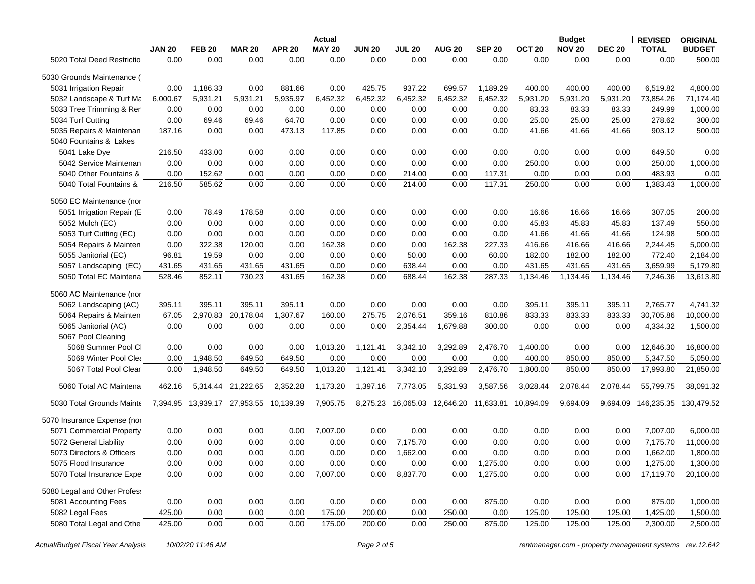| | Actual | | | | | | | | | Budget | | | REVISED | ORIGINAL |
|---|---|---|---|---|---|---|---|---|---|---|---|---|---|---|
| | JAN 20 | FEB 20 | MAR 20 | APR 20 | MAY 20 | JUN 20 | JUL 20 | AUG 20 | SEP 20 | OCT 20 | NOV 20 | DEC 20 | TOTAL | BUDGET |
| 5020 Total Deed Restrictio | 0.00 | 0.00 | 0.00 | 0.00 | 0.00 | 0.00 | 0.00 | 0.00 | 0.00 | 0.00 | 0.00 | 0.00 | 0.00 | 500.00 |
| 5030 Grounds Maintenance ( | | | | | | | | | | | | | | |
| 5031 Irrigation Repair | 0.00 | 1,186.33 | 0.00 | 881.66 | 0.00 | 425.75 | 937.22 | 699.57 | 1,189.29 | 400.00 | 400.00 | 400.00 | 6,519.82 | 4,800.00 |
| 5032 Landscape & Turf Ma | 6,000.67 | 5,931.21 | 5,931.21 | 5,935.97 | 6,452.32 | 6,452.32 | 6,452.32 | 6,452.32 | 6,452.32 | 5,931.20 | 5,931.20 | 5,931.20 | 73,854.26 | 71,174.40 |
| 5033 Tree Trimming & Ren | 0.00 | 0.00 | 0.00 | 0.00 | 0.00 | 0.00 | 0.00 | 0.00 | 0.00 | 83.33 | 83.33 | 83.33 | 249.99 | 1,000.00 |
| 5034 Turf Cutting | 0.00 | 69.46 | 69.46 | 64.70 | 0.00 | 0.00 | 0.00 | 0.00 | 0.00 | 25.00 | 25.00 | 25.00 | 278.62 | 300.00 |
| 5035 Repairs & Maintenan | 187.16 | 0.00 | 0.00 | 473.13 | 117.85 | 0.00 | 0.00 | 0.00 | 0.00 | 41.66 | 41.66 | 41.66 | 903.12 | 500.00 |
| 5040 Fountains & Lakes | | | | | | | | | | | | | | |
| 5041 Lake Dye | 216.50 | 433.00 | 0.00 | 0.00 | 0.00 | 0.00 | 0.00 | 0.00 | 0.00 | 0.00 | 0.00 | 0.00 | 649.50 | 0.00 |
| 5042 Service Maintenan | 0.00 | 0.00 | 0.00 | 0.00 | 0.00 | 0.00 | 0.00 | 0.00 | 0.00 | 250.00 | 0.00 | 0.00 | 250.00 | 1,000.00 |
| 5040 Other Fountains & | 0.00 | 152.62 | 0.00 | 0.00 | 0.00 | 0.00 | 214.00 | 0.00 | 117.31 | 0.00 | 0.00 | 0.00 | 483.93 | 0.00 |
| 5040 Total Fountains & | 216.50 | 585.62 | 0.00 | 0.00 | 0.00 | 0.00 | 214.00 | 0.00 | 117.31 | 250.00 | 0.00 | 0.00 | 1,383.43 | 1,000.00 |
| 5050 EC Maintenance (nor | | | | | | | | | | | | | | |
| 5051 Irrigation Repair (E | 0.00 | 78.49 | 178.58 | 0.00 | 0.00 | 0.00 | 0.00 | 0.00 | 0.00 | 16.66 | 16.66 | 16.66 | 307.05 | 200.00 |
| 5052 Mulch (EC) | 0.00 | 0.00 | 0.00 | 0.00 | 0.00 | 0.00 | 0.00 | 0.00 | 0.00 | 45.83 | 45.83 | 45.83 | 137.49 | 550.00 |
| 5053 Turf Cutting (EC) | 0.00 | 0.00 | 0.00 | 0.00 | 0.00 | 0.00 | 0.00 | 0.00 | 0.00 | 41.66 | 41.66 | 41.66 | 124.98 | 500.00 |
| 5054 Repairs & Mainten | 0.00 | 322.38 | 120.00 | 0.00 | 162.38 | 0.00 | 0.00 | 162.38 | 227.33 | 416.66 | 416.66 | 416.66 | 2,244.45 | 5,000.00 |
| 5055 Janitorial (EC) | 96.81 | 19.59 | 0.00 | 0.00 | 0.00 | 0.00 | 50.00 | 0.00 | 60.00 | 182.00 | 182.00 | 182.00 | 772.40 | 2,184.00 |
| 5057 Landscaping (EC) | 431.65 | 431.65 | 431.65 | 431.65 | 0.00 | 0.00 | 638.44 | 0.00 | 0.00 | 431.65 | 431.65 | 431.65 | 3,659.99 | 5,179.80 |
| 5050 Total EC Maintena | 528.46 | 852.11 | 730.23 | 431.65 | 162.38 | 0.00 | 688.44 | 162.38 | 287.33 | 1,134.46 | 1,134.46 | 1,134.46 | 7,246.36 | 13,613.80 |
| 5060 AC Maintenance (nor | | | | | | | | | | | | | | |
| 5062 Landscaping (AC) | 395.11 | 395.11 | 395.11 | 395.11 | 0.00 | 0.00 | 0.00 | 0.00 | 0.00 | 395.11 | 395.11 | 395.11 | 2,765.77 | 4,741.32 |
| 5064 Repairs & Mainten | 67.05 | 2,970.83 | 20,178.04 | 1,307.67 | 160.00 | 275.75 | 2,076.51 | 359.16 | 810.86 | 833.33 | 833.33 | 833.33 | 30,705.86 | 10,000.00 |
| 5065 Janitorial (AC) | 0.00 | 0.00 | 0.00 | 0.00 | 0.00 | 0.00 | 2,354.44 | 1,679.88 | 300.00 | 0.00 | 0.00 | 0.00 | 4,334.32 | 1,500.00 |
| 5067 Pool Cleaning | | | | | | | | | | | | | | |
| 5068 Summer Pool Cl | 0.00 | 0.00 | 0.00 | 0.00 | 1,013.20 | 1,121.41 | 3,342.10 | 3,292.89 | 2,476.70 | 1,400.00 | 0.00 | 0.00 | 12,646.30 | 16,800.00 |
| 5069 Winter Pool Clea | 0.00 | 1,948.50 | 649.50 | 649.50 | 0.00 | 0.00 | 0.00 | 0.00 | 0.00 | 400.00 | 850.00 | 850.00 | 5,347.50 | 5,050.00 |
| 5067 Total Pool Clear | 0.00 | 1,948.50 | 649.50 | 649.50 | 1,013.20 | 1,121.41 | 3,342.10 | 3,292.89 | 2,476.70 | 1,800.00 | 850.00 | 850.00 | 17,993.80 | 21,850.00 |
| 5060 Total AC Maintena | 462.16 | 5,314.44 | 21,222.65 | 2,352.28 | 1,173.20 | 1,397.16 | 7,773.05 | 5,331.93 | 3,587.56 | 3,028.44 | 2,078.44 | 2,078.44 | 55,799.75 | 38,091.32 |
| 5030 Total Grounds Mainte | 7,394.95 | 13,939.17 | 27,953.55 | 10,139.39 | 7,905.75 | 8,275.23 | 16,065.03 | 12,646.20 | 11,633.81 | 10,894.09 | 9,694.09 | 9,694.09 | 146,235.35 | 130,479.52 |
| 5070 Insurance Expense (nor | | | | | | | | | | | | | | |
| 5071 Commercial Property | 0.00 | 0.00 | 0.00 | 0.00 | 7,007.00 | 0.00 | 0.00 | 0.00 | 0.00 | 0.00 | 0.00 | 0.00 | 7,007.00 | 6,000.00 |
| 5072 General Liability | 0.00 | 0.00 | 0.00 | 0.00 | 0.00 | 0.00 | 7,175.70 | 0.00 | 0.00 | 0.00 | 0.00 | 0.00 | 7,175.70 | 11,000.00 |
| 5073 Directors & Officers | 0.00 | 0.00 | 0.00 | 0.00 | 0.00 | 0.00 | 1,662.00 | 0.00 | 0.00 | 0.00 | 0.00 | 0.00 | 1,662.00 | 1,800.00 |
| 5075 Flood Insurance | 0.00 | 0.00 | 0.00 | 0.00 | 0.00 | 0.00 | 0.00 | 0.00 | 1,275.00 | 0.00 | 0.00 | 0.00 | 1,275.00 | 1,300.00 |
| 5070 Total Insurance Expe | 0.00 | 0.00 | 0.00 | 0.00 | 7,007.00 | 0.00 | 8,837.70 | 0.00 | 1,275.00 | 0.00 | 0.00 | 0.00 | 17,119.70 | 20,100.00 |
| 5080 Legal and Other Profes | | | | | | | | | | | | | | |
| 5081 Accounting Fees | 0.00 | 0.00 | 0.00 | 0.00 | 0.00 | 0.00 | 0.00 | 0.00 | 875.00 | 0.00 | 0.00 | 0.00 | 875.00 | 1,000.00 |
| 5082 Legal Fees | 425.00 | 0.00 | 0.00 | 0.00 | 175.00 | 200.00 | 0.00 | 250.00 | 0.00 | 125.00 | 125.00 | 125.00 | 1,425.00 | 1,500.00 |
| 5080 Total Legal and Othe | 425.00 | 0.00 | 0.00 | 0.00 | 175.00 | 200.00 | 0.00 | 250.00 | 875.00 | 125.00 | 125.00 | 125.00 | 2,300.00 | 2,500.00 |

*Actual/Budget Fiscal Year Analysis* *10/02/20 11:46 AM* *rentmanager.com - property management systems rev.12.642*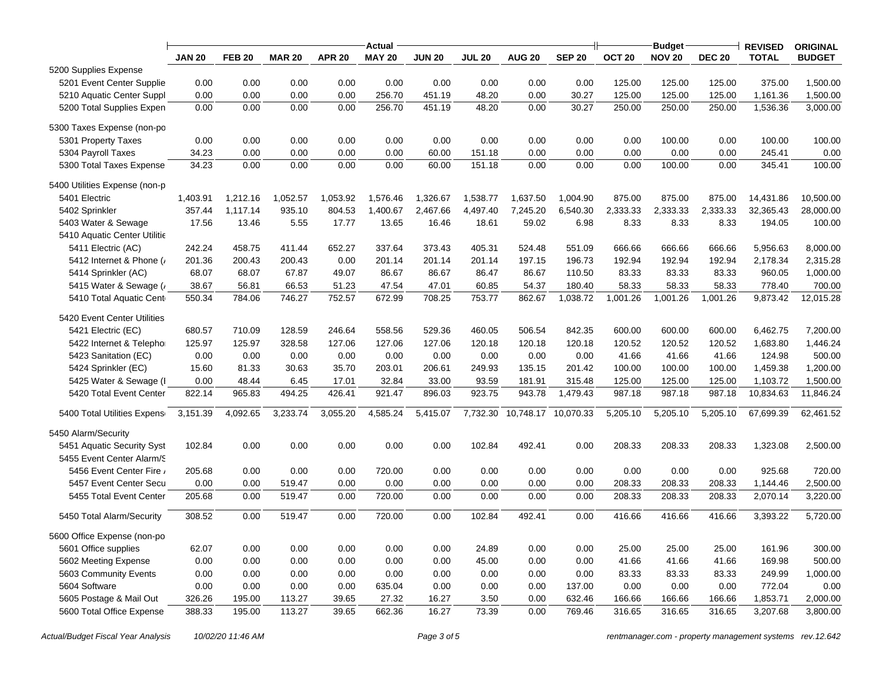| | Actual | | | | | | | | | Budget | | | REVISED | ORIGINAL |
|---|---|---|---|---|---|---|---|---|---|---|---|---|---|---|
| | JAN 20 | FEB 20 | MAR 20 | APR 20 | MAY 20 | JUN 20 | JUL 20 | AUG 20 | SEP 20 | OCT 20 | NOV 20 | DEC 20 | TOTAL | BUDGET |
| 5200 Supplies Expense | | | | | | | | | | | | | | |
| 5201 Event Center Supplie | 0.00 | 0.00 | 0.00 | 0.00 | 0.00 | 0.00 | 0.00 | 0.00 | 0.00 | 125.00 | 125.00 | 125.00 | 375.00 | 1,500.00 |
| 5210 Aquatic Center Suppl | 0.00 | 0.00 | 0.00 | 0.00 | 256.70 | 451.19 | 48.20 | 0.00 | 30.27 | 125.00 | 125.00 | 125.00 | 1,161.36 | 1,500.00 |
| 5200 Total Supplies Expen | 0.00 | 0.00 | 0.00 | 0.00 | 256.70 | 451.19 | 48.20 | 0.00 | 30.27 | 250.00 | 250.00 | 250.00 | 1,536.36 | 3,000.00 |
| 5300 Taxes Expense (non-po | | | | | | | | | | | | | | |
| 5301 Property Taxes | 0.00 | 0.00 | 0.00 | 0.00 | 0.00 | 0.00 | 0.00 | 0.00 | 0.00 | 0.00 | 100.00 | 0.00 | 100.00 | 100.00 |
| 5304 Payroll Taxes | 34.23 | 0.00 | 0.00 | 0.00 | 0.00 | 60.00 | 151.18 | 0.00 | 0.00 | 0.00 | 0.00 | 0.00 | 245.41 | 0.00 |
| 5300 Total Taxes Expense | 34.23 | 0.00 | 0.00 | 0.00 | 0.00 | 60.00 | 151.18 | 0.00 | 0.00 | 0.00 | 100.00 | 0.00 | 345.41 | 100.00 |
| 5400 Utilities Expense (non-p | | | | | | | | | | | | | | |
| 5401 Electric | 1,403.91 | 1,212.16 | 1,052.57 | 1,053.92 | 1,576.46 | 1,326.67 | 1,538.77 | 1,637.50 | 1,004.90 | 875.00 | 875.00 | 875.00 | 14,431.86 | 10,500.00 |
| 5402 Sprinkler | 357.44 | 1,117.14 | 935.10 | 804.53 | 1,400.67 | 2,467.66 | 4,497.40 | 7,245.20 | 6,540.30 | 2,333.33 | 2,333.33 | 2,333.33 | 32,365.43 | 28,000.00 |
| 5403 Water & Sewage | 17.56 | 13.46 | 5.55 | 17.77 | 13.65 | 16.46 | 18.61 | 59.02 | 6.98 | 8.33 | 8.33 | 8.33 | 194.05 | 100.00 |
| 5410 Aquatic Center Utilitie | | | | | | | | | | | | | | |
| 5411 Electric (AC) | 242.24 | 458.75 | 411.44 | 652.27 | 337.64 | 373.43 | 405.31 | 524.48 | 551.09 | 666.66 | 666.66 | 666.66 | 5,956.63 | 8,000.00 |
| 5412 Internet & Phone (/ | 201.36 | 200.43 | 200.43 | 0.00 | 201.14 | 201.14 | 201.14 | 197.15 | 196.73 | 192.94 | 192.94 | 192.94 | 2,178.34 | 2,315.28 |
| 5414 Sprinkler (AC) | 68.07 | 68.07 | 67.87 | 49.07 | 86.67 | 86.67 | 86.47 | 86.67 | 110.50 | 83.33 | 83.33 | 83.33 | 960.05 | 1,000.00 |
| 5415 Water & Sewage (/ | 38.67 | 56.81 | 66.53 | 51.23 | 47.54 | 47.01 | 60.85 | 54.37 | 180.40 | 58.33 | 58.33 | 58.33 | 778.40 | 700.00 |
| 5410 Total Aquatic Cent | 550.34 | 784.06 | 746.27 | 752.57 | 672.99 | 708.25 | 753.77 | 862.67 | 1,038.72 | 1,001.26 | 1,001.26 | 1,001.26 | 9,873.42 | 12,015.28 |
| 5420 Event Center Utilities | | | | | | | | | | | | | | |
| 5421 Electric (EC) | 680.57 | 710.09 | 128.59 | 246.64 | 558.56 | 529.36 | 460.05 | 506.54 | 842.35 | 600.00 | 600.00 | 600.00 | 6,462.75 | 7,200.00 |
| 5422 Internet & Telepho | 125.97 | 125.97 | 328.58 | 127.06 | 127.06 | 127.06 | 120.18 | 120.18 | 120.18 | 120.52 | 120.52 | 120.52 | 1,683.80 | 1,446.24 |
| 5423 Sanitation (EC) | 0.00 | 0.00 | 0.00 | 0.00 | 0.00 | 0.00 | 0.00 | 0.00 | 0.00 | 41.66 | 41.66 | 41.66 | 124.98 | 500.00 |
| 5424 Sprinkler (EC) | 15.60 | 81.33 | 30.63 | 35.70 | 203.01 | 206.61 | 249.93 | 135.15 | 201.42 | 100.00 | 100.00 | 100.00 | 1,459.38 | 1,200.00 |
| 5425 Water & Sewage (I | 0.00 | 48.44 | 6.45 | 17.01 | 32.84 | 33.00 | 93.59 | 181.91 | 315.48 | 125.00 | 125.00 | 125.00 | 1,103.72 | 1,500.00 |
| 5420 Total Event Center | 822.14 | 965.83 | 494.25 | 426.41 | 921.47 | 896.03 | 923.75 | 943.78 | 1,479.43 | 987.18 | 987.18 | 987.18 | 10,834.63 | 11,846.24 |
| 5400 Total Utilities Expens | 3,151.39 | 4,092.65 | 3,233.74 | 3,055.20 | 4,585.24 | 5,415.07 | 7,732.30 | 10,748.17 | 10,070.33 | 5,205.10 | 5,205.10 | 5,205.10 | 67,699.39 | 62,461.52 |
| 5450 Alarm/Security | | | | | | | | | | | | | | |
| 5451 Aquatic Security Syst | 102.84 | 0.00 | 0.00 | 0.00 | 0.00 | 0.00 | 102.84 | 492.41 | 0.00 | 208.33 | 208.33 | 208.33 | 1,323.08 | 2,500.00 |
| 5455 Event Center Alarm/S | | | | | | | | | | | | | | |
| 5456 Event Center Fire / | 205.68 | 0.00 | 0.00 | 0.00 | 720.00 | 0.00 | 0.00 | 0.00 | 0.00 | 0.00 | 0.00 | 0.00 | 925.68 | 720.00 |
| 5457 Event Center Secu | 0.00 | 0.00 | 519.47 | 0.00 | 0.00 | 0.00 | 0.00 | 0.00 | 0.00 | 208.33 | 208.33 | 208.33 | 1,144.46 | 2,500.00 |
| 5455 Total Event Center | 205.68 | 0.00 | 519.47 | 0.00 | 720.00 | 0.00 | 0.00 | 0.00 | 0.00 | 208.33 | 208.33 | 208.33 | 2,070.14 | 3,220.00 |
| 5450 Total Alarm/Security | 308.52 | 0.00 | 519.47 | 0.00 | 720.00 | 0.00 | 102.84 | 492.41 | 0.00 | 416.66 | 416.66 | 416.66 | 3,393.22 | 5,720.00 |
| 5600 Office Expense (non-po | | | | | | | | | | | | | | |
| 5601 Office supplies | 62.07 | 0.00 | 0.00 | 0.00 | 0.00 | 0.00 | 24.89 | 0.00 | 0.00 | 25.00 | 25.00 | 25.00 | 161.96 | 300.00 |
| 5602 Meeting Expense | 0.00 | 0.00 | 0.00 | 0.00 | 0.00 | 0.00 | 45.00 | 0.00 | 0.00 | 41.66 | 41.66 | 41.66 | 169.98 | 500.00 |
| 5603 Community Events | 0.00 | 0.00 | 0.00 | 0.00 | 0.00 | 0.00 | 0.00 | 0.00 | 0.00 | 83.33 | 83.33 | 83.33 | 249.99 | 1,000.00 |
| 5604 Software | 0.00 | 0.00 | 0.00 | 0.00 | 635.04 | 0.00 | 0.00 | 0.00 | 137.00 | 0.00 | 0.00 | 0.00 | 772.04 | 0.00 |
| 5605 Postage & Mail Out | 326.26 | 195.00 | 113.27 | 39.65 | 27.32 | 16.27 | 3.50 | 0.00 | 632.46 | 166.66 | 166.66 | 166.66 | 1,853.71 | 2,000.00 |
| 5600 Total Office Expense | 388.33 | 195.00 | 113.27 | 39.65 | 662.36 | 16.27 | 73.39 | 0.00 | 769.46 | 316.65 | 316.65 | 316.65 | 3,207.68 | 3,800.00 |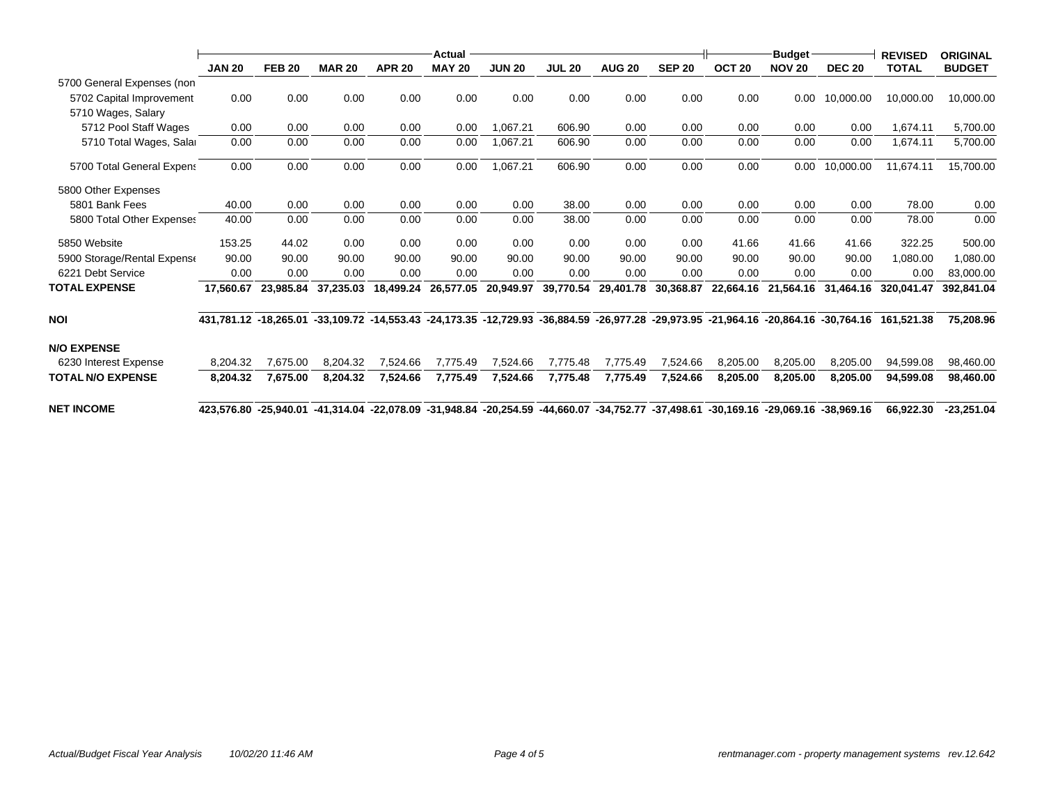| | Actual | | | | | | | | | Budget | | | REVISED | ORIGINAL |
|---|---|---|---|---|---|---|---|---|---|---|---|---|---|---|
| | JAN 20 | FEB 20 | MAR 20 | APR 20 | MAY 20 | JUN 20 | JUL 20 | AUG 20 | SEP 20 | OCT 20 | NOV 20 | DEC 20 | TOTAL | BUDGET |
| 5700 General Expenses (non | | | | | | | | | | | | | | |
| 5702 Capital Improvement | 0.00 | 0.00 | 0.00 | 0.00 | 0.00 | 0.00 | 0.00 | 0.00 | 0.00 | 0.00 | 0.00 | 10,000.00 | 10,000.00 | 10,000.00 |
| 5710 Wages, Salary | | | | | | | | | | | | | | |
| 5712 Pool Staff Wages | 0.00 | 0.00 | 0.00 | 0.00 | 0.00 | 1,067.21 | 606.90 | 0.00 | 0.00 | 0.00 | 0.00 | 0.00 | 1,674.11 | 5,700.00 |
| 5710 Total Wages, Salai | 0.00 | 0.00 | 0.00 | 0.00 | 0.00 | 1,067.21 | 606.90 | 0.00 | 0.00 | 0.00 | 0.00 | 0.00 | 1,674.11 | 5,700.00 |
| 5700 Total General Expens | 0.00 | 0.00 | 0.00 | 0.00 | 0.00 | 1,067.21 | 606.90 | 0.00 | 0.00 | 0.00 | 0.00 | 10,000.00 | 11,674.11 | 15,700.00 |
| 5800 Other Expenses | | | | | | | | | | | | | | |
| 5801 Bank Fees | 40.00 | 0.00 | 0.00 | 0.00 | 0.00 | 0.00 | 38.00 | 0.00 | 0.00 | 0.00 | 0.00 | 0.00 | 78.00 | 0.00 |
| 5800 Total Other Expenses | 40.00 | 0.00 | 0.00 | 0.00 | 0.00 | 0.00 | 38.00 | 0.00 | 0.00 | 0.00 | 0.00 | 0.00 | 78.00 | 0.00 |
| 5850 Website | 153.25 | 44.02 | 0.00 | 0.00 | 0.00 | 0.00 | 0.00 | 0.00 | 0.00 | 41.66 | 41.66 | 41.66 | 322.25 | 500.00 |
| 5900 Storage/Rental Expense | 90.00 | 90.00 | 90.00 | 90.00 | 90.00 | 90.00 | 90.00 | 90.00 | 90.00 | 90.00 | 90.00 | 90.00 | 1,080.00 | 1,080.00 |
| 6221 Debt Service | 0.00 | 0.00 | 0.00 | 0.00 | 0.00 | 0.00 | 0.00 | 0.00 | 0.00 | 0.00 | 0.00 | 0.00 | 0.00 | 83,000.00 |
| **TOTAL EXPENSE** | **17,560.67** | **23,985.84** | **37,235.03** | **18,499.24** | **26,577.05** | **20,949.97** | **39,770.54** | **29,401.78** | **30,368.87** | **22,664.16** | **21,564.16** | **31,464.16** | **320,041.47** | **392,841.04** |
| **NOI** | **431,781.12** | **-18,265.01** | **-33,109.72** | **-14,553.43** | **-24,173.35** | **-12,729.93** | **-36,884.59** | **-26,977.28** | **-29,973.95** | **-21,964.16** | **-20,864.16** | **-30,764.16** | **161,521.38** | **75,208.96** |
| **N/O EXPENSE** | | | | | | | | | | | | | | |
| 6230 Interest Expense | 8,204.32 | 7,675.00 | 8,204.32 | 7,524.66 | 7,775.49 | 7,524.66 | 7,775.48 | 7,775.49 | 7,524.66 | 8,205.00 | 8,205.00 | 8,205.00 | 94,599.08 | 98,460.00 |
| **TOTAL N/O EXPENSE** | **8,204.32** | **7,675.00** | **8,204.32** | **7,524.66** | **7,775.49** | **7,524.66** | **7,775.48** | **7,775.49** | **7,524.66** | **8,205.00** | **8,205.00** | **8,205.00** | **94,599.08** | **98,460.00** |
| **NET INCOME** | **423,576.80** | **-25,940.01** | **-41,314.04** | **-22,078.09** | **-31,948.84** | **-20,254.59** | **-44,660.07** | **-34,752.77** | **-37,498.61** | **-30,169.16** | **-29,069.16** | **-38,969.16** | **66,922.30** | **-23,251.04** |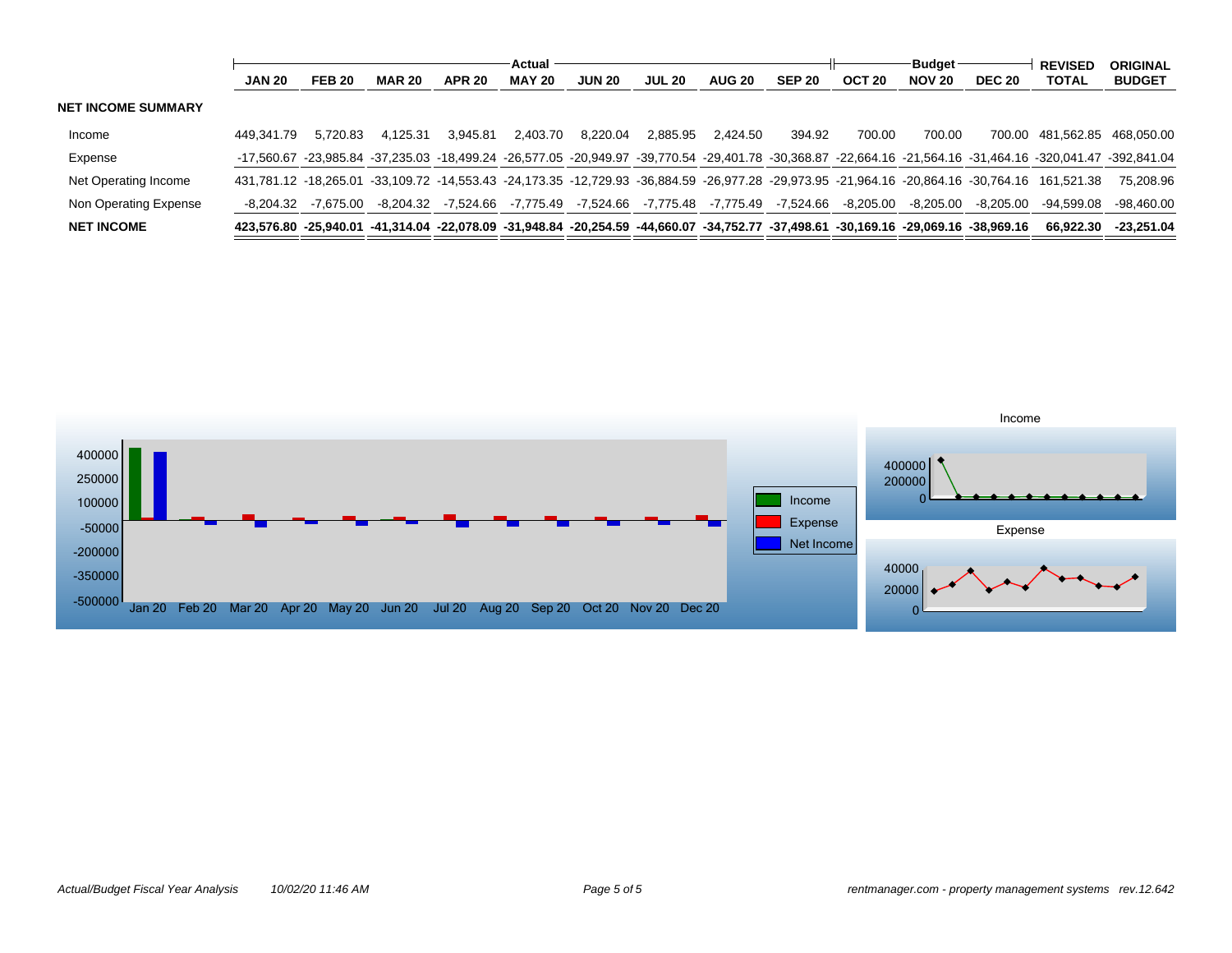| | Actual | | | | | | | | | Budget | | | REVISED | ORIGINAL |
|---|---|---|---|---|---|---|---|---|---|---|---|---|---|---|
| | JAN 20 | FEB 20 | MAR 20 | APR 20 | MAY 20 | JUN 20 | JUL 20 | AUG 20 | SEP 20 | OCT 20 | NOV 20 | DEC 20 | TOTAL | BUDGET |
| **NET INCOME SUMMARY** | | | | | | | | | | | | | | |
| Income | 449,341.79 | 5,720.83 | 4,125.31 | 3,945.81 | 2,403.70 | 8,220.04 | 2,885.95 | 2,424.50 | 394.92 | 700.00 | 700.00 | 700.00 | 481,562.85 | 468,050.00 |
| Expense | -17,560.67 | -23,985.84 | -37,235.03 | -18,499.24 | -26,577.05 | -20,949.97 | -39,770.54 | -29,401.78 | -30,368.87 | -22,664.16 | -21,564.16 | -31,464.16 | -320,041.47 | -392,841.04 |
| Net Operating Income | 431,781.12 | -18,265.01 | -33,109.72 | -14,553.43 | -24,173.35 | -12,729.93 | -36,884.59 | -26,977.28 | -29,973.95 | -21,964.16 | -20,864.16 | -30,764.16 | 161,521.38 | 75,208.96 |
| Non Operating Expense | -8,204.32 | -7,675.00 | -8,204.32 | -7,524.66 | -7,775.49 | -7,524.66 | -7,775.48 | -7,775.49 | -7,524.66 | -8,205.00 | -8,205.00 | -8,205.00 | -94,599.08 | -98,460.00 |
| **NET INCOME** | **423,576.80** | **-25,940.01** | **-41,314.04** | **-22,078.09** | **-31,948.84** | **-20,254.59** | **-44,660.07** | **-34,752.77** | **-37,498.61** | **-30,169.16** | **-29,069.16** | **-38,969.16** | **66,922.30** | **-23,251.04** |

400000
250000
100000
-50000
-200000
-350000
-500000
Jan 20 Feb 20 Mar 20 Apr 20 May 20 Jun 20 Jul 20 Aug 20 Sep 20 Oct 20 Nov 20 Dec 20

Income
Expense
Net Income

Income
400000
200000
0

Expense
40000
20000
0